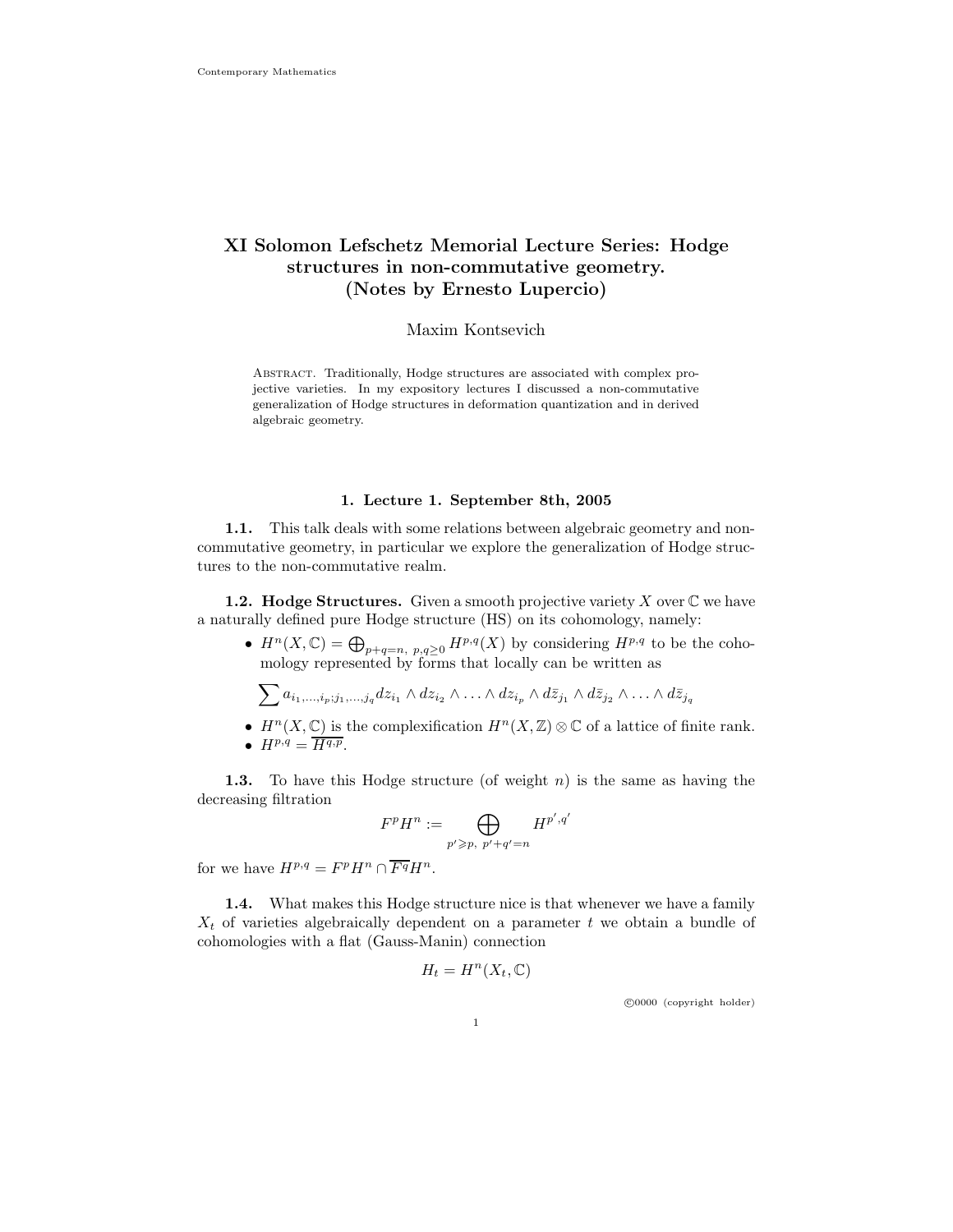# XI Solomon Lefschetz Memorial Lecture Series: Hodge structures in non-commutative geometry. (Notes by Ernesto Lupercio)

Maxim Kontsevich

Abstract. Traditionally, Hodge structures are associated with complex projective varieties. In my expository lectures I discussed a non-commutative generalization of Hodge structures in deformation quantization and in derived algebraic geometry.

## 1. Lecture 1. September 8th, 2005

**1.1.** This talk deals with some relations between algebraic geometry and non-commutative geometry, in particular we explore the generalization of Hodge structures to the non-commutative realm.

**1.2. Hodge Structures.** Given a smooth projective variety $X$ over $\mathbb{C}$ we have a naturally defined pure Hodge structure (HS) on its cohomology, namely:

- $H^n(X,\mathbb{C}) = \bigoplus_{p+q=n,\ p,q\geq 0} H^{p,q}(X)$ by considering $H^{p,q}$ to be the cohomology represented by forms that locally can be written as

$$\sum a_{i_1,\ldots,i_p;j_1,\ldots,j_q} dz_{i_1} \wedge dz_{i_2} \wedge \ldots \wedge dz_{i_p} \wedge d\bar{z}_{j_1} \wedge d\bar{z}_{j_2} \wedge \ldots \wedge d\bar{z}_{j_q}$$

- $H^n(X,\mathbb{C})$ is the complexification $H^n(X,\mathbb{Z})\otimes\mathbb{C}$ of a lattice of finite rank.
- $H^{p,q} = \overline{H^{q,p}}$.

**1.3.** To have this Hodge structure (of weight $n$) is the same as having the decreasing filtration

$$F^pH^n := \bigoplus_{p'\geqslant p,\ p'+q'=n} H^{p',q'}$$

for we have $H^{p,q} = F^pH^n \cap \overline{F^q}H^n$.

**1.4.** What makes this Hodge structure nice is that whenever we have a family $X_t$ of varieties algebraically dependent on a parameter $t$ we obtain a bundle of cohomologies with a flat (Gauss-Manin) connection

$$H_t = H^n(X_t,\mathbb{C})$$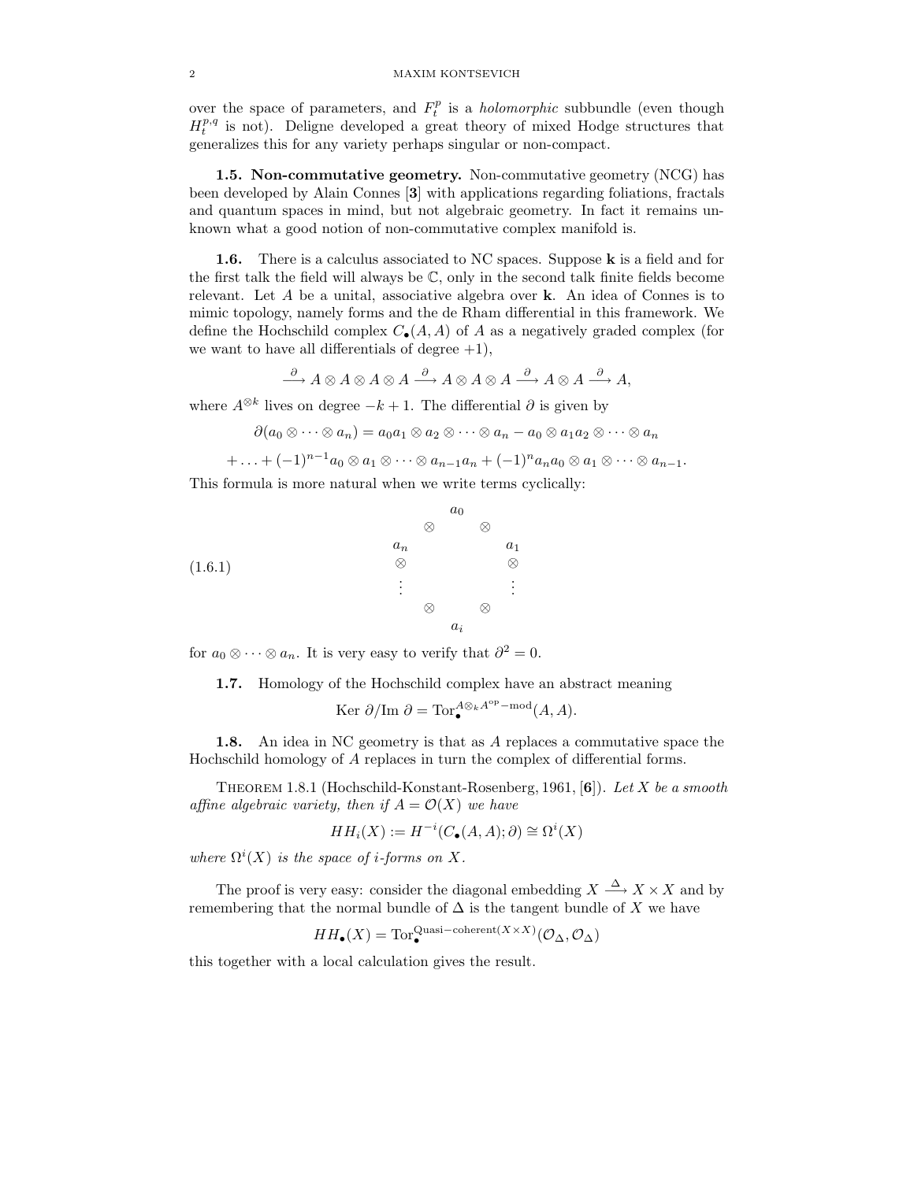over the space of parameters, and $F_t^p$ is a *holomorphic* subbundle (even though $H_t^{p,q}$ is not). Deligne developed a great theory of mixed Hodge structures that generalizes this for any variety perhaps singular or non-compact.

**1.5. Non-commutative geometry.** Non-commutative geometry (NCG) has been developed by Alain Connes [**3**] with applications regarding foliations, fractals and quantum spaces in mind, but not algebraic geometry. In fact it remains unknown what a good notion of non-commutative complex manifold is.

**1.6.** There is a calculus associated to NC spaces. Suppose $\mathbf{k}$ is a field and for the first talk the field will always be $\mathbb{C}$, only in the second talk finite fields become relevant. Let $A$ be a unital, associative algebra over $\mathbf{k}$. An idea of Connes is to mimic topology, namely forms and the de Rham differential in this framework. We define the Hochschild complex $C_\bullet(A, A)$ of $A$ as a negatively graded complex (for we want to have all differentials of degree $+1$),

$$\xrightarrow{\partial} A \otimes A \otimes A \otimes A \xrightarrow{\partial} A \otimes A \otimes A \xrightarrow{\partial} A \otimes A \xrightarrow{\partial} A,$$

where $A^{\otimes k}$ lives on degree $-k+1$. The differential $\partial$ is given by

$$\partial(a_0 \otimes \cdots \otimes a_n) = a_0 a_1 \otimes a_2 \otimes \cdots \otimes a_n - a_0 \otimes a_1 a_2 \otimes \cdots \otimes a_n$$

$$+ \ldots + (-1)^{n-1} a_0 \otimes a_1 \otimes \cdots \otimes a_{n-1} a_n + (-1)^n a_n a_0 \otimes a_1 \otimes \cdots \otimes a_{n-1}.$$

This formula is more natural when we write terms cyclically:

$$\begin{array}{ccccc} & & a_0 & & \\ & \otimes & & \otimes & \\ a_n & & & & a_1 \\ \otimes & & & & \otimes \\ \vdots & & & & \vdots \\ & \otimes & & \otimes & \\ & & a_i & & \end{array} \tag{1.6.1}$$

for $a_0 \otimes \cdots \otimes a_n$. It is very easy to verify that $\partial^2 = 0$.

**1.7.** Homology of the Hochschild complex have an abstract meaning

$$\text{Ker } \partial / \text{Im } \partial = \text{Tor}_\bullet^{A \otimes_k A^{\text{op}} - \text{mod}}(A, A).$$

**1.8.** An idea in NC geometry is that as $A$ replaces a commutative space the Hochschild homology of $A$ replaces in turn the complex of differential forms.

THEOREM 1.8.1 (Hochschild-Konstant-Rosenberg, 1961, [**6**]). *Let $X$ be a smooth affine algebraic variety, then if $A = \mathcal{O}(X)$ we have*

$$HH_i(X) := H^{-i}(C_\bullet(A, A); \partial) \cong \Omega^i(X)$$

*where $\Omega^i(X)$ is the space of $i$-forms on $X$.*

The proof is very easy: consider the diagonal embedding $X \xrightarrow{\Delta} X \times X$ and by remembering that the normal bundle of $\Delta$ is the tangent bundle of $X$ we have

$$HH_\bullet(X) = \text{Tor}_\bullet^{\text{Quasi-coherent}(X \times X)}(\mathcal{O}_\Delta, \mathcal{O}_\Delta)$$

this together with a local calculation gives the result.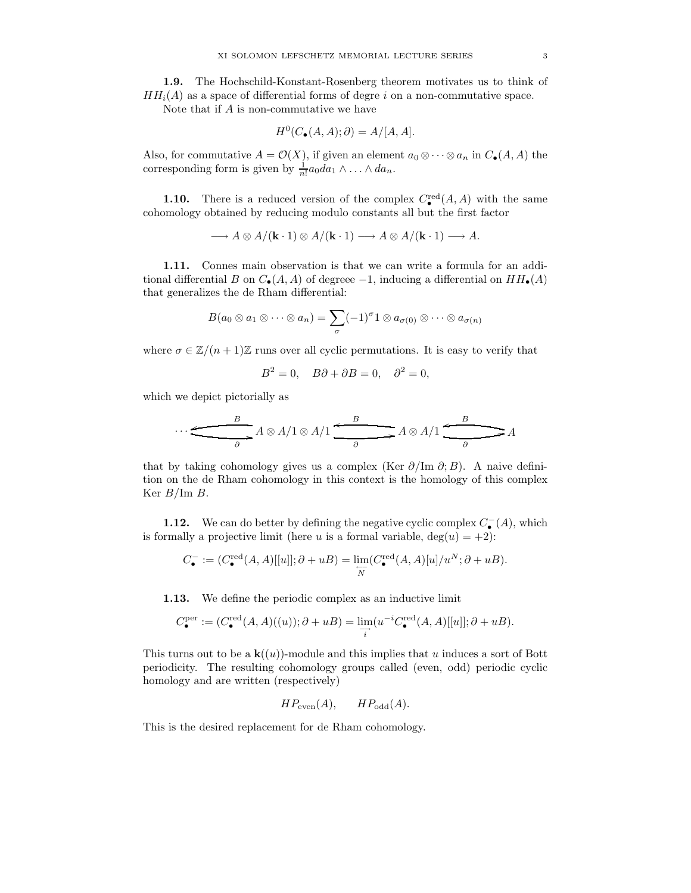**1.9.** The Hochschild-Konstant-Rosenberg theorem motivates us to think of $HH_i(A)$ as a space of differential forms of degre $i$ on a non-commutative space.

Note that if $A$ is non-commutative we have

$$H^0(C_\bullet(A,A);\partial) = A/[A,A].$$

Also, for commutative $A = \mathcal{O}(X)$, if given an element $a_0 \otimes \cdots \otimes a_n$ in $C_\bullet(A,A)$ the corresponding form is given by $\frac{1}{n!} a_0 da_1 \wedge \ldots \wedge da_n$.

**1.10.** There is a reduced version of the complex $C^{\text{red}}_\bullet(A,A)$ with the same cohomology obtained by reducing modulo constants all but the first factor

$$\longrightarrow A \otimes A/(\mathbf{k}\cdot 1) \otimes A/(\mathbf{k}\cdot 1) \longrightarrow A \otimes A/(\mathbf{k}\cdot 1) \longrightarrow A.$$

**1.11.** Connes main observation is that we can write a formula for an additional differential $B$ on $C_\bullet(A,A)$ of degreee $-1$, inducing a differential on $HH_\bullet(A)$ that generalizes the de Rham differential:

$$B(a_0 \otimes a_1 \otimes \cdots \otimes a_n) = \sum_\sigma (-1)^\sigma 1 \otimes a_{\sigma(0)} \otimes \cdots \otimes a_{\sigma(n)}$$

where $\sigma \in \mathbb{Z}/(n+1)\mathbb{Z}$ runs over all cyclic permutations. It is easy to verify that

$$B^2 = 0, \quad B\partial + \partial B = 0, \quad \partial^2 = 0,$$

which we depict pictorially as

$$\cdots \underset{\partial}{\overset{B}{\rightleftarrows}} A \otimes A/1 \otimes A/1 \underset{\partial}{\overset{B}{\rightleftarrows}} A \otimes A/1 \underset{\partial}{\overset{B}{\rightleftarrows}} A$$

that by taking cohomology gives us a complex (Ker $\partial$/Im $\partial$; $B$). A naive definition on the de Rham cohomology in this context is the homology of this complex Ker $B$/Im $B$.

**1.12.** We can do better by defining the negative cyclic complex $C^-_\bullet(A)$, which is formally a projective limit (here $u$ is a formal variable, $\deg(u) = +2$):

$$C^-_\bullet := (C^{\text{red}}_\bullet(A,A)[[u]]; \partial + uB) = \varprojlim_N (C^{\text{red}}_\bullet(A,A)[u]/u^N; \partial + uB).$$

**1.13.** We define the periodic complex as an inductive limit

$$C^{\text{per}}_\bullet := (C^{\text{red}}_\bullet(A,A)((u)); \partial + uB) = \varinjlim_i (u^{-i} C^{\text{red}}_\bullet(A,A)[[u]]; \partial + uB).$$

This turns out to be a $\mathbf{k}((u))$-module and this implies that $u$ induces a sort of Bott periodicity. The resulting cohomology groups called (even, odd) periodic cyclic homology and are written (respectively)

$$HP_{\text{even}}(A), \qquad HP_{\text{odd}}(A).$$

This is the desired replacement for de Rham cohomology.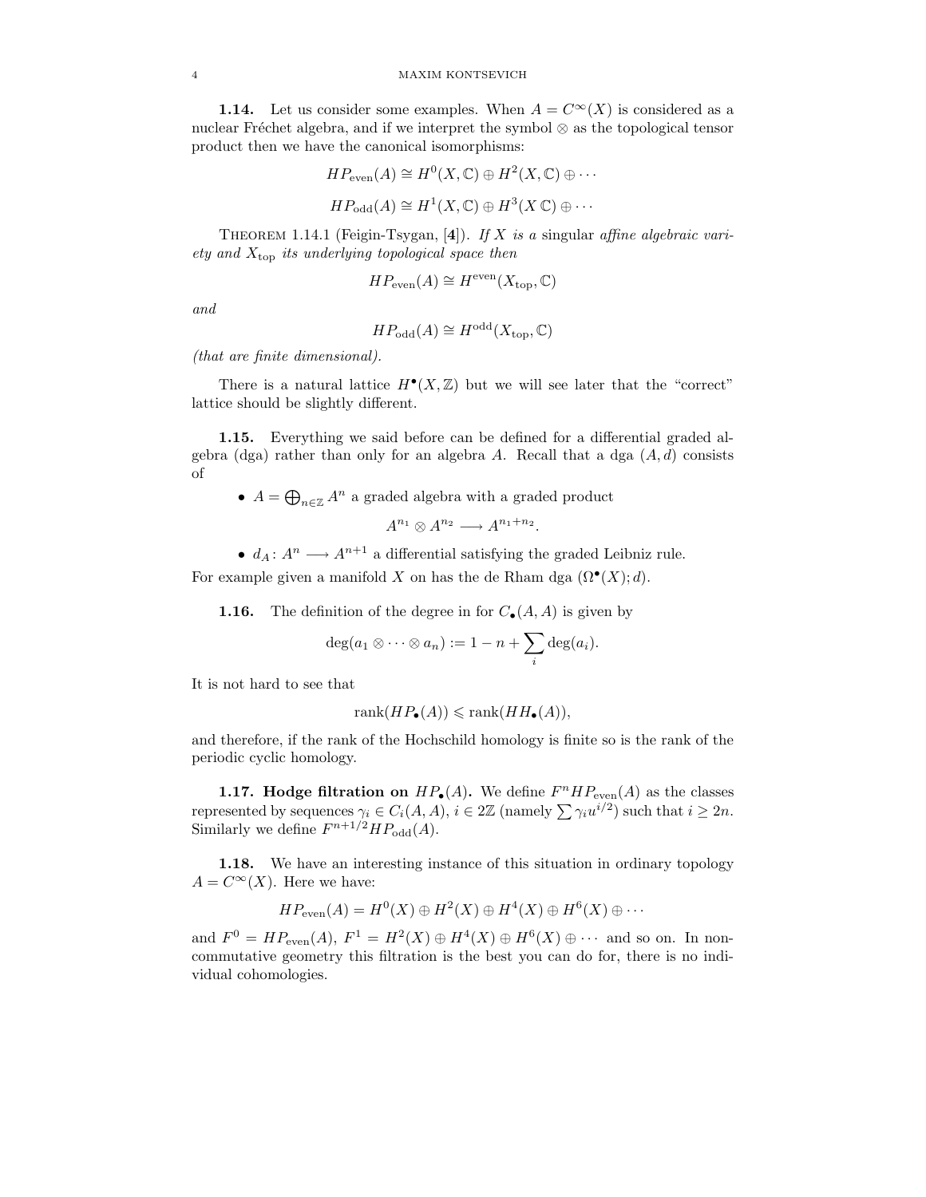**1.14.** Let us consider some examples. When $A = C^\infty(X)$ is considered as a nuclear Fréchet algebra, and if we interpret the symbol $\otimes$ as the topological tensor product then we have the canonical isomorphisms:

$$HP_{\mathrm{even}}(A) \cong H^0(X, \mathbb{C}) \oplus H^2(X, \mathbb{C}) \oplus \cdots$$

$$HP_{\mathrm{odd}}(A) \cong H^1(X, \mathbb{C}) \oplus H^3(X \, \mathbb{C}) \oplus \cdots$$

THEOREM 1.14.1 (Feigin-Tsygan, [**4**]). *If $X$ is a* singular *affine algebraic variety and $X_{\mathrm{top}}$ its underlying topological space then*

$$HP_{\mathrm{even}}(A) \cong H^{\mathrm{even}}(X_{\mathrm{top}}, \mathbb{C})$$

*and*

$$HP_{\mathrm{odd}}(A) \cong H^{\mathrm{odd}}(X_{\mathrm{top}}, \mathbb{C})$$

*(that are finite dimensional).*

There is a natural lattice $H^\bullet(X, \mathbb{Z})$ but we will see later that the "correct" lattice should be slightly different.

**1.15.** Everything we said before can be defined for a differential graded algebra (dga) rather than only for an algebra $A$. Recall that a dga $(A, d)$ consists of

- $A = \bigoplus_{n \in \mathbb{Z}} A^n$ a graded algebra with a graded product
$$A^{n_1} \otimes A^{n_2} \longrightarrow A^{n_1 + n_2}.$$
- $d_A \colon A^n \longrightarrow A^{n+1}$ a differential satisfying the graded Leibniz rule.

For example given a manifold $X$ on has the de Rham dga $(\Omega^\bullet(X); d)$.

**1.16.** The definition of the degree in for $C_\bullet(A, A)$ is given by

$$\deg(a_1 \otimes \cdots \otimes a_n) := 1 - n + \sum_i \deg(a_i).$$

It is not hard to see that

$$\mathrm{rank}(HP_\bullet(A)) \leqslant \mathrm{rank}(HH_\bullet(A)),$$

and therefore, if the rank of the Hochschild homology is finite so is the rank of the periodic cyclic homology.

**1.17. Hodge filtration on $HP_\bullet(A)$.** We define $F^n HP_{\mathrm{even}}(A)$ as the classes represented by sequences $\gamma_i \in C_i(A, A)$, $i \in 2\mathbb{Z}$ (namely $\sum \gamma_i u^{i/2}$) such that $i \geq 2n$. Similarly we define $F^{n+1/2} HP_{\mathrm{odd}}(A)$.

**1.18.** We have an interesting instance of this situation in ordinary topology $A = C^\infty(X)$. Here we have:

$$HP_{\mathrm{even}}(A) = H^0(X) \oplus H^2(X) \oplus H^4(X) \oplus H^6(X) \oplus \cdots$$

and $F^0 = HP_{\mathrm{even}}(A)$, $F^1 = H^2(X) \oplus H^4(X) \oplus H^6(X) \oplus \cdots$ and so on. In noncommutative geometry this filtration is the best you can do for, there is no individual cohomologies.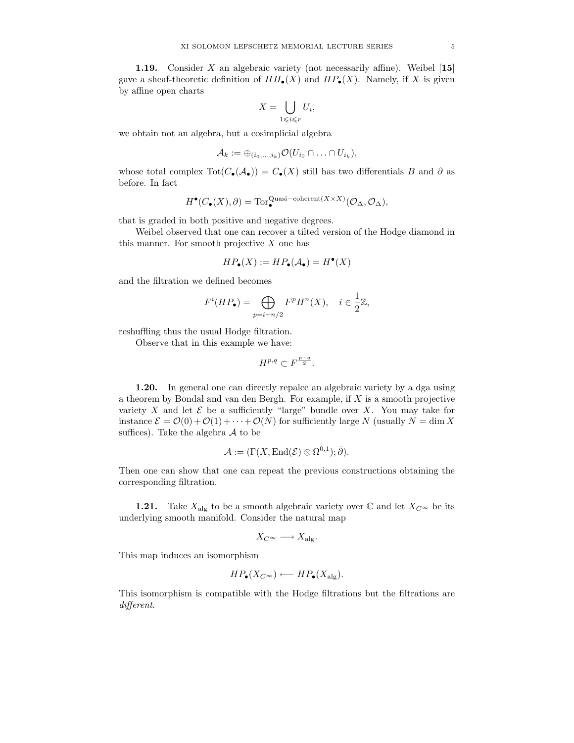**1.19.** Consider $X$ an algebraic variety (not necessarily affine). Weibel [**15**] gave a sheaf-theoretic definition of $HH_\bullet(X)$ and $HP_\bullet(X)$. Namely, if $X$ is given by affine open charts

$$X = \bigcup_{1 \leqslant i \leqslant r} U_i,$$

we obtain not an algebra, but a cosimplicial algebra

$$\mathcal{A}_k := \oplus_{(i_0,\ldots,i_k)} \mathcal{O}(U_{i_0} \cap \ldots \cap U_{i_k}),$$

whose total complex $\mathrm{Tot}(C_\bullet(\mathcal{A}_\bullet)) = C_\bullet(X)$ still has two differentials $B$ and $\partial$ as before. In fact

$$H^\bullet(C_\bullet(X), \partial) = \mathrm{Tor}_\bullet^{\mathrm{Quasi-coherent}(X\times X)}(\mathcal{O}_\Delta, \mathcal{O}_\Delta),$$

that is graded in both positive and negative degrees.

Weibel observed that one can recover a tilted version of the Hodge diamond in this manner. For smooth projective $X$ one has

$$HP_\bullet(X) := HP_\bullet(\mathcal{A}_\bullet) = H^\bullet(X)$$

and the filtration we defined becomes

$$F^i(HP_\bullet) = \bigoplus_{p=i+n/2} F^p H^n(X), \quad i \in \frac{1}{2}\mathbb{Z},$$

reshuffling thus the usual Hodge filtration.

Observe that in this example we have:

$$H^{p,q} \subset F^{\frac{p-q}{2}}.$$

**1.20.** In general one can directly repalce an algebraic variety by a dga using a theorem by Bondal and van den Bergh. For example, if $X$ is a smooth projective variety $X$ and let $\mathcal{E}$ be a sufficiently "large" bundle over $X$. You may take for instance $\mathcal{E} = \mathcal{O}(0) + \mathcal{O}(1) + \cdots + \mathcal{O}(N)$ for sufficiently large $N$ (usually $N = \dim X$ suffices). Take the algebra $\mathcal{A}$ to be

$$\mathcal{A} := (\Gamma(X, \mathrm{End}(\mathcal{E}) \otimes \Omega^{0,1}); \bar{\partial}).$$

Then one can show that one can repeat the previous constructions obtaining the corresponding filtration.

**1.21.** Take $X_{\mathrm{alg}}$ to be a smooth algebraic variety over $\mathbb{C}$ and let $X_{C^\infty}$ be its underlying smooth manifold. Consider the natural map

$$X_{C^\infty} \longrightarrow X_{\mathrm{alg}}.$$

This map induces an isomorphism

$$HP_\bullet(X_{C^\infty}) \longleftarrow HP_\bullet(X_{\mathrm{alg}}).$$

This isomorphism is compatible with the Hodge filtrations but the filtrations are *different*.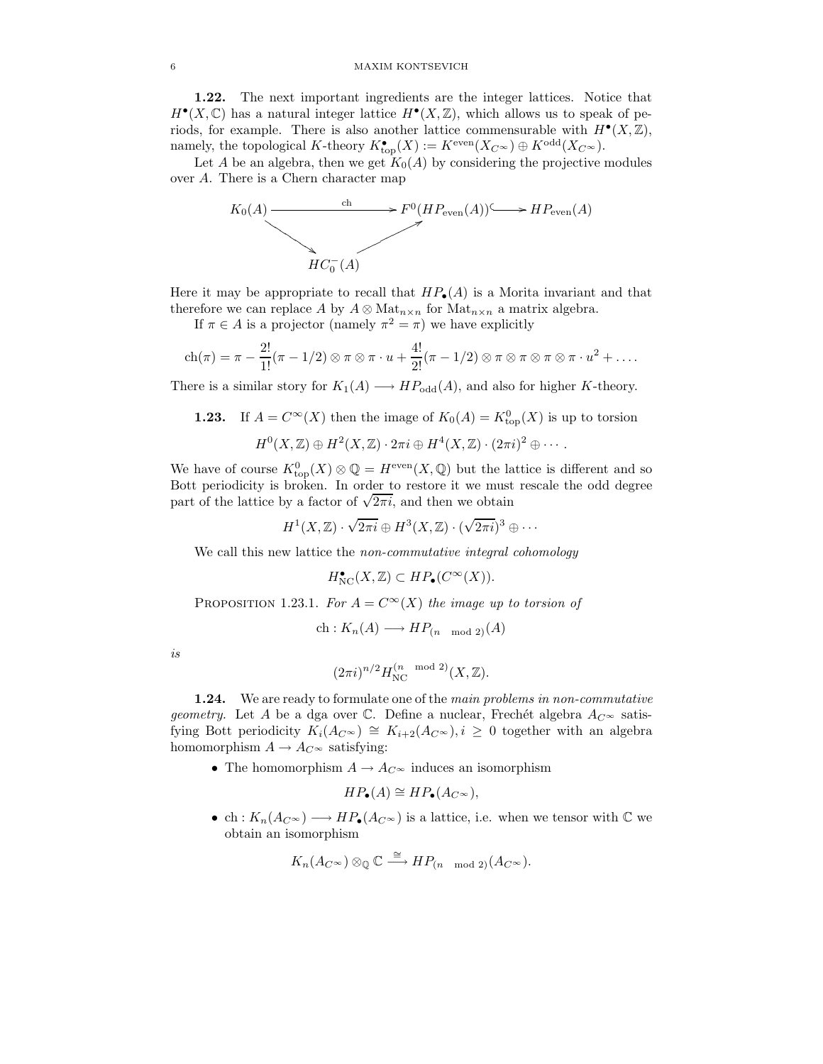**1.22.** The next important ingredients are the integer lattices. Notice that $H^\bullet(X, \mathbb{C})$ has a natural integer lattice $H^\bullet(X, \mathbb{Z})$, which allows us to speak of periods, for example. There is also another lattice commensurable with $H^\bullet(X, \mathbb{Z})$, namely, the topological $K$-theory $K^\bullet_{\rm top}(X) := K^{\rm even}(X_{C^\infty}) \oplus K^{\rm odd}(X_{C^\infty})$.

Let $A$ be an algebra, then we get $K_0(A)$ by considering the projective modules over $A$. There is a Chern character map

$$
\begin{array}{ccccc}
K_0(A) & \xrightarrow{\quad\quad \mathrm{ch} \quad\quad} & F^0(HP_{\rm even}(A)) & \hookrightarrow & HP_{\rm even}(A) \\
 & \searrow & \nearrow & & \\
 & & HC_0^-(A) & &
\end{array}
$$

Here it may be appropriate to recall that $HP_\bullet(A)$ is a Morita invariant and that therefore we can replace $A$ by $A \otimes \mathrm{Mat}_{n\times n}$ for $\mathrm{Mat}_{n\times n}$ a matrix algebra.

If $\pi \in A$ is a projector (namely $\pi^2 = \pi$) we have explicitly

$$
\mathrm{ch}(\pi) = \pi - \frac{2!}{1!}(\pi - 1/2) \otimes \pi \otimes \pi \cdot u + \frac{4!}{2!}(\pi - 1/2) \otimes \pi \otimes \pi \otimes \pi \otimes \pi \cdot u^2 + \dots .
$$

There is a similar story for $K_1(A) \longrightarrow HP_{\rm odd}(A)$, and also for higher $K$-theory.

**1.23.** If $A = C^\infty(X)$ then the image of $K_0(A) = K^0_{\rm top}(X)$ is up to torsion

$$
H^0(X, \mathbb{Z}) \oplus H^2(X, \mathbb{Z}) \cdot 2\pi i \oplus H^4(X, \mathbb{Z}) \cdot (2\pi i)^2 \oplus \cdots .
$$

We have of course $K^0_{\rm top}(X) \otimes \mathbb{Q} = H^{\rm even}(X, \mathbb{Q})$ but the lattice is different and so Bott periodicity is broken. In order to restore it we must rescale the odd degree part of the lattice by a factor of $\sqrt{2\pi i}$, and then we obtain

$$
H^1(X, \mathbb{Z}) \cdot \sqrt{2\pi i} \oplus H^3(X, \mathbb{Z}) \cdot (\sqrt{2\pi i})^3 \oplus \cdots
$$

We call this new lattice the *non-commutative integral cohomology*

$$
H^\bullet_{\rm NC}(X, \mathbb{Z}) \subset HP_\bullet(C^\infty(X)).
$$

PROPOSITION 1.23.1. *For $A = C^\infty(X)$ the image up to torsion of*

$$
\mathrm{ch} : K_n(A) \longrightarrow HP_{(n \mod 2)}(A)
$$

*is*

$$
(2\pi i)^{n/2} H^{(n \mod 2)}_{\rm NC}(X, \mathbb{Z}).
$$

**1.24.** We are ready to formulate one of the *main problems in non-commutative geometry*. Let $A$ be a dga over $\mathbb{C}$. Define a nuclear, Frechét algebra $A_{C^\infty}$ satisfying Bott periodicity $K_i(A_{C^\infty}) \cong K_{i+2}(A_{C^\infty}), i \geq 0$ together with an algebra homomorphism $A \to A_{C^\infty}$ satisfying:

- The homomorphism $A \to A_{C^\infty}$ induces an isomorphism

$$
HP_\bullet(A) \cong HP_\bullet(A_{C^\infty}),
$$

- $\mathrm{ch} : K_n(A_{C^\infty}) \longrightarrow HP_\bullet(A_{C^\infty})$ is a lattice, i.e. when we tensor with $\mathbb{C}$ we obtain an isomorphism

$$
K_n(A_{C^\infty}) \otimes_{\mathbb{Q}} \mathbb{C} \xrightarrow{\cong} HP_{(n \mod 2)}(A_{C^\infty}).
$$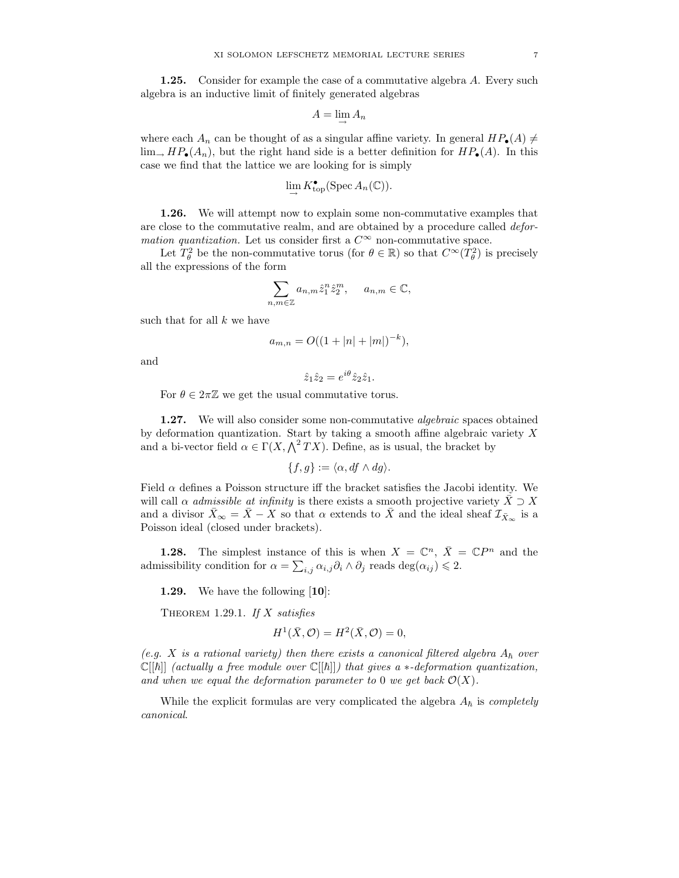**1.25.** Consider for example the case of a commutative algebra $A$. Every such algebra is an inductive limit of finitely generated algebras

$$A = \lim_{\rightarrow} A_n$$

where each $A_n$ can be thought of as a singular affine variety. In general $HP_\bullet(A) \neq \lim_\rightarrow HP_\bullet(A_n)$, but the right hand side is a better definition for $HP_\bullet(A)$. In this case we find that the lattice we are looking for is simply

$$\lim_{\rightarrow} K^\bullet_{\mathrm{top}}(\operatorname{Spec} A_n(\mathbb{C})).$$

**1.26.** We will attempt now to explain some non-commutative examples that are close to the commutative realm, and are obtained by a procedure called *deformation quantization.* Let us consider first a $C^\infty$ non-commutative space.

Let $T^2_\theta$ be the non-commutative torus (for $\theta \in \mathbb{R}$) so that $C^\infty(T^2_\theta)$ is precisely all the expressions of the form

$$\sum_{n,m\in\mathbb{Z}} a_{n,m} \hat{z}_1^n \hat{z}_2^m, \qquad a_{n,m} \in \mathbb{C},$$

such that for all $k$ we have

$$a_{m,n} = O((1+|n|+|m|)^{-k}),$$

and

$$\hat{z}_1 \hat{z}_2 = e^{i\theta} \hat{z}_2 \hat{z}_1.$$

For $\theta \in 2\pi\mathbb{Z}$ we get the usual commutative torus.

**1.27.** We will also consider some non-commutative *algebraic* spaces obtained by deformation quantization. Start by taking a smooth affine algebraic variety $X$ and a bi-vector field $\alpha \in \Gamma(X, \bigwedge^2 TX)$. Define, as is usual, the bracket by

$$\{f, g\} := \langle \alpha, df \wedge dg \rangle.$$

Field $\alpha$ defines a Poisson structure iff the bracket satisfies the Jacobi identity. We will call $\alpha$ *admissible at infinity* is there exists a smooth projective variety $\bar{X} \supset X$ and a divisor $\bar{X}_\infty = \bar{X} - X$ so that $\alpha$ extends to $\bar{X}$ and the ideal sheaf $\mathcal{I}_{\bar{X}_\infty}$ is a Poisson ideal (closed under brackets).

**1.28.** The simplest instance of this is when $X = \mathbb{C}^n$, $\bar{X} = \mathbb{C}P^n$ and the admissibility condition for $\alpha = \sum_{i,j} \alpha_{i,j} \partial_i \wedge \partial_j$ reads $\deg(\alpha_{ij}) \leqslant 2$.

**1.29.** We have the following [**10**]:

Theorem 1.29.1. *If $X$ satisfies*

$$H^1(\bar{X}, \mathcal{O}) = H^2(\bar{X}, \mathcal{O}) = 0,$$

*(e.g. $X$ is a rational variety) then there exists a canonical filtered algebra $A_\hbar$ over $\mathbb{C}[[\hbar]]$ (actually a free module over $\mathbb{C}[[\hbar]]$) that gives a $*$-deformation quantization, and when we equal the deformation parameter to $0$ we get back $\mathcal{O}(X)$.*

While the explicit formulas are very complicated the algebra $A_\hbar$ is *completely canonical*.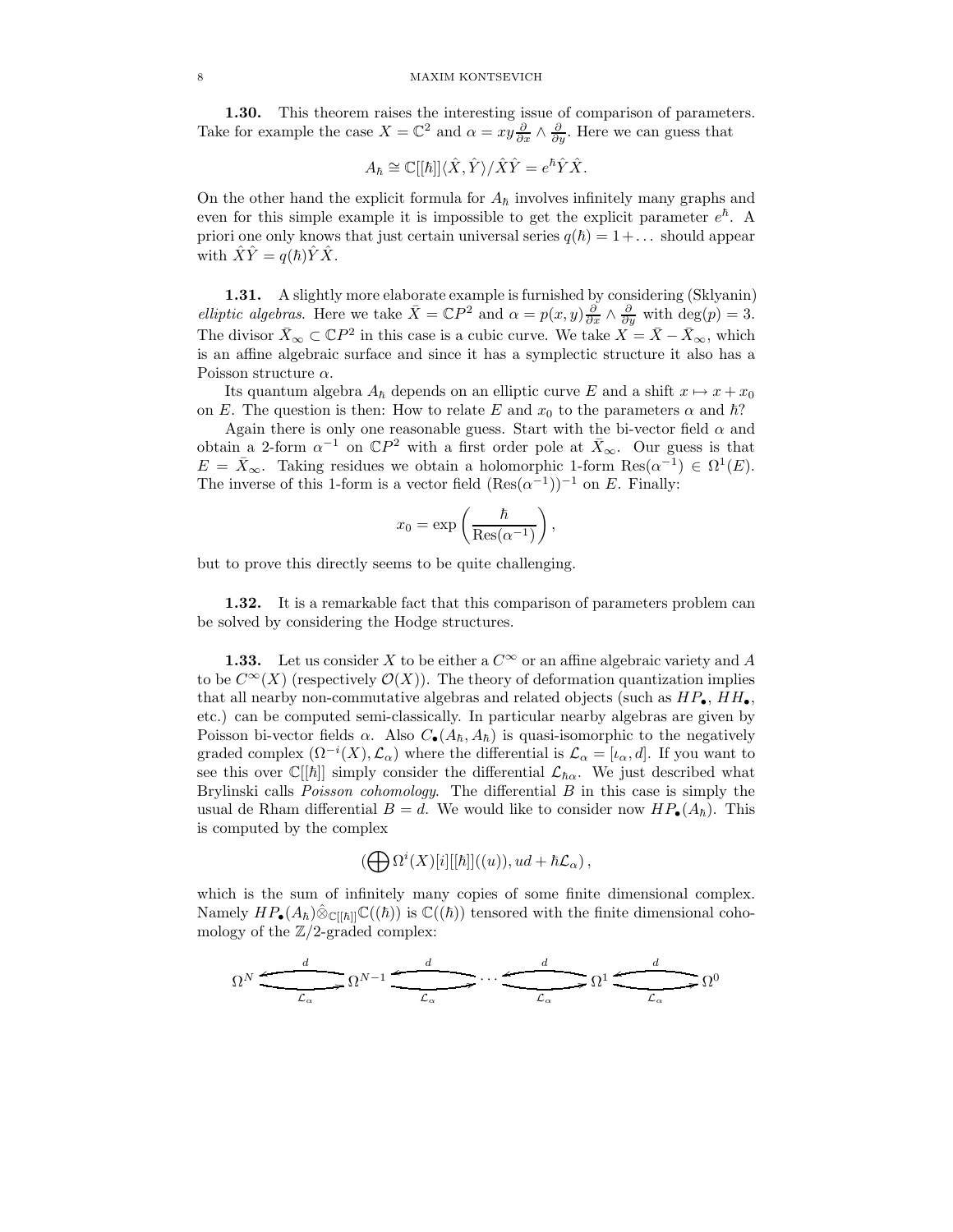**1.30.** This theorem raises the interesting issue of comparison of parameters. Take for example the case $X = \mathbb{C}^2$ and $\alpha = xy\frac{\partial}{\partial x} \wedge \frac{\partial}{\partial y}$. Here we can guess that

$$A_\hbar \cong \mathbb{C}[[\hbar]]\langle \hat{X}, \hat{Y} \rangle / \hat{X}\hat{Y} = e^\hbar \hat{Y}\hat{X}.$$

On the other hand the explicit formula for $A_\hbar$ involves infinitely many graphs and even for this simple example it is impossible to get the explicit parameter $e^\hbar$. A priori one only knows that just certain universal series $q(\hbar) = 1 + \dots$ should appear with $\hat{X}\hat{Y} = q(\hbar)\hat{Y}\hat{X}$.

**1.31.** A slightly more elaborate example is furnished by considering (Sklyanin) *elliptic algebras*. Here we take $\bar{X} = \mathbb{C}P^2$ and $\alpha = p(x,y)\frac{\partial}{\partial x} \wedge \frac{\partial}{\partial y}$ with $\deg(p) = 3$. The divisor $\bar{X}_\infty \subset \mathbb{C}P^2$ in this case is a cubic curve. We take $X = \bar{X} - \bar{X}_\infty$, which is an affine algebraic surface and since it has a symplectic structure it also has a Poisson structure $\alpha$.

Its quantum algebra $A_\hbar$ depends on an elliptic curve $E$ and a shift $x \mapsto x + x_0$ on $E$. The question is then: How to relate $E$ and $x_0$ to the parameters $\alpha$ and $\hbar$?

Again there is only one reasonable guess. Start with the bi-vector field $\alpha$ and obtain a 2-form $\alpha^{-1}$ on $\mathbb{C}P^2$ with a first order pole at $\bar{X}_\infty$. Our guess is that $E = \bar{X}_\infty$. Taking residues we obtain a holomorphic 1-form $\mathrm{Res}(\alpha^{-1}) \in \Omega^1(E)$. The inverse of this 1-form is a vector field $(\mathrm{Res}(\alpha^{-1}))^{-1}$ on $E$. Finally:

$$x_0 = \exp\left(\frac{\hbar}{\mathrm{Res}(\alpha^{-1})}\right),$$

but to prove this directly seems to be quite challenging.

**1.32.** It is a remarkable fact that this comparison of parameters problem can be solved by considering the Hodge structures.

**1.33.** Let us consider $X$ to be either a $C^\infty$ or an affine algebraic variety and $A$ to be $C^\infty(X)$ (respectively $\mathcal{O}(X)$). The theory of deformation quantization implies that all nearby non-commutative algebras and related objects (such as $HP_\bullet$, $HH_\bullet$, etc.) can be computed semi-classically. In particular nearby algebras are given by Poisson bi-vector fields $\alpha$. Also $C_\bullet(A_\hbar, A_\hbar)$ is quasi-isomorphic to the negatively graded complex $(\Omega^{-i}(X), \mathcal{L}_\alpha)$ where the differential is $\mathcal{L}_\alpha = [\iota_\alpha, d]$. If you want to see this over $\mathbb{C}[[\hbar]]$ simply consider the differential $\mathcal{L}_{\hbar\alpha}$. We just described what Brylinski calls *Poisson cohomology*. The differential $B$ in this case is simply the usual de Rham differential $B = d$. We would like to consider now $HP_\bullet(A_\hbar)$. This is computed by the complex

$$\left(\bigoplus \Omega^i(X)[i][[\hbar]]((u)), ud + \hbar\mathcal{L}_\alpha\right),$$

which is the sum of infinitely many copies of some finite dimensional complex. Namely $HP_\bullet(A_\hbar)\hat{\otimes}_{\mathbb{C}[[\hbar]]}\mathbb{C}((\hbar))$ is $\mathbb{C}((\hbar))$ tensored with the finite dimensional cohomology of the $\mathbb{Z}/2$-graded complex:

$$\Omega^N \underset{\mathcal{L}_\alpha}{\overset{d}{\rightleftarrows}} \Omega^{N-1} \underset{\mathcal{L}_\alpha}{\overset{d}{\rightleftarrows}} \cdots \underset{\mathcal{L}_\alpha}{\overset{d}{\rightleftarrows}} \Omega^1 \underset{\mathcal{L}_\alpha}{\overset{d}{\rightleftarrows}} \Omega^0$$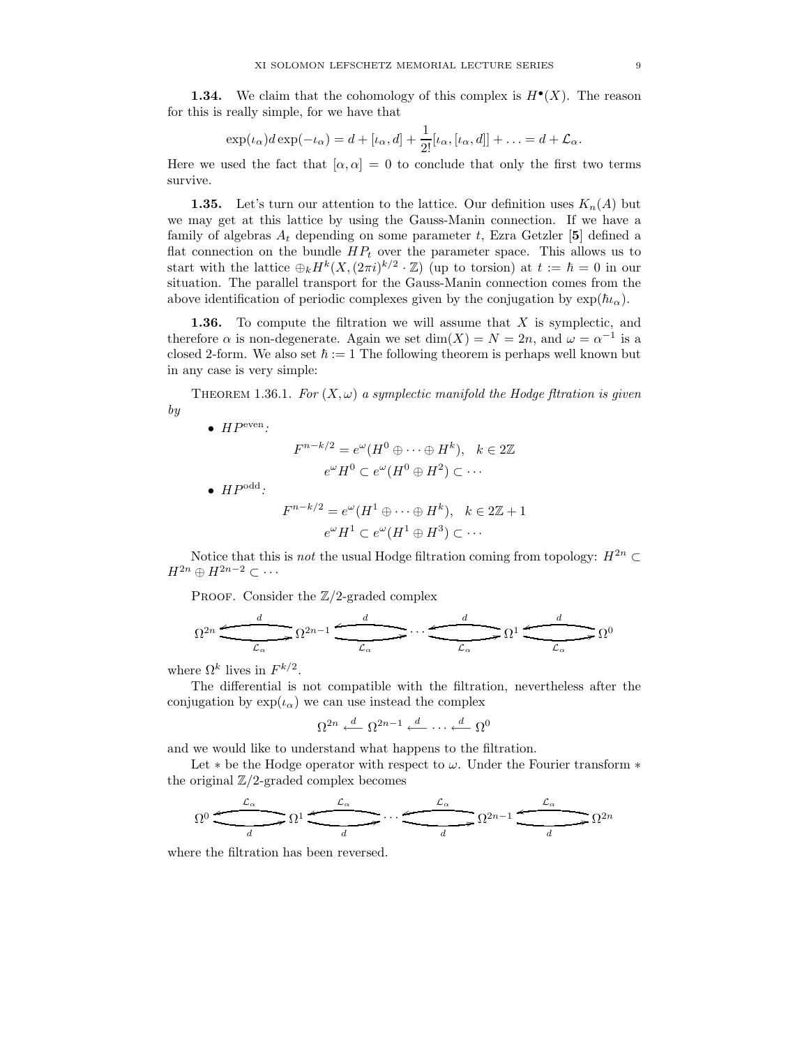**1.34.** We claim that the cohomology of this complex is $H^\bullet(X)$. The reason for this is really simple, for we have that

$$\exp(\iota_\alpha) d \exp(-\iota_\alpha) = d + [\iota_\alpha, d] + \frac{1}{2!}[\iota_\alpha, [\iota_\alpha, d]] + \ldots = d + \mathcal{L}_\alpha.$$

Here we used the fact that $[\alpha, \alpha] = 0$ to conclude that only the first two terms survive.

**1.35.** Let's turn our attention to the lattice. Our definition uses $K_n(A)$ but we may get at this lattice by using the Gauss-Manin connection. If we have a family of algebras $A_t$ depending on some parameter $t$, Ezra Getzler [**5**] defined a flat connection on the bundle $HP_t$ over the parameter space. This allows us to start with the lattice $\oplus_k H^k(X, (2\pi i)^{k/2} \cdot \mathbb{Z})$ (up to torsion) at $t := \hbar = 0$ in our situation. The parallel transport for the Gauss-Manin connection comes from the above identification of periodic complexes given by the conjugation by $\exp(\hbar \iota_\alpha)$.

**1.36.** To compute the filtration we will assume that $X$ is symplectic, and therefore $\alpha$ is non-degenerate. Again we set $\dim(X) = N = 2n$, and $\omega = \alpha^{-1}$ is a closed 2-form. We also set $\hbar := 1$ The following theorem is perhaps well known but in any case is very simple:

THEOREM 1.36.1. *For $(X, \omega)$ a symplectic manifold the Hodge fltration is given by*

- $HP^{\text{even}}$:

$$F^{n-k/2} = e^\omega (H^0 \oplus \cdots \oplus H^k), \quad k \in 2\mathbb{Z}$$
$$e^\omega H^0 \subset e^\omega (H^0 \oplus H^2) \subset \cdots$$

- $HP^{\text{odd}}$:

$$F^{n-k/2} = e^\omega (H^1 \oplus \cdots \oplus H^k), \quad k \in 2\mathbb{Z}+1$$
$$e^\omega H^1 \subset e^\omega (H^1 \oplus H^3) \subset \cdots$$

Notice that this is *not* the usual Hodge filtration coming from topology: $H^{2n} \subset H^{2n} \oplus H^{2n-2} \subset \cdots$

PROOF. Consider the $\mathbb{Z}/2$-graded complex

$$\Omega^{2n} \underset{\mathcal{L}_\alpha}{\overset{d}{\rightleftarrows}} \Omega^{2n-1} \underset{\mathcal{L}_\alpha}{\overset{d}{\rightleftarrows}} \cdots \underset{\mathcal{L}_\alpha}{\overset{d}{\rightleftarrows}} \Omega^1 \underset{\mathcal{L}_\alpha}{\overset{d}{\rightleftarrows}} \Omega^0$$

where $\Omega^k$ lives in $F^{k/2}$.

The differential is not compatible with the filtration, nevertheless after the conjugation by $\exp(\iota_\alpha)$ we can use instead the complex

$$\Omega^{2n} \overset{d}{\longleftarrow} \Omega^{2n-1} \overset{d}{\longleftarrow} \cdots \overset{d}{\longleftarrow} \Omega^0$$

and we would like to understand what happens to the filtration.

Let $*$ be the Hodge operator with respect to $\omega$. Under the Fourier transform $*$ the original $\mathbb{Z}/2$-graded complex becomes

$$\Omega^0 \underset{d}{\overset{\mathcal{L}_\alpha}{\rightleftarrows}} \Omega^1 \underset{d}{\overset{\mathcal{L}_\alpha}{\rightleftarrows}} \cdots \underset{d}{\overset{\mathcal{L}_\alpha}{\rightleftarrows}} \Omega^{2n-1} \underset{d}{\overset{\mathcal{L}_\alpha}{\rightleftarrows}} \Omega^{2n}$$

where the filtration has been reversed.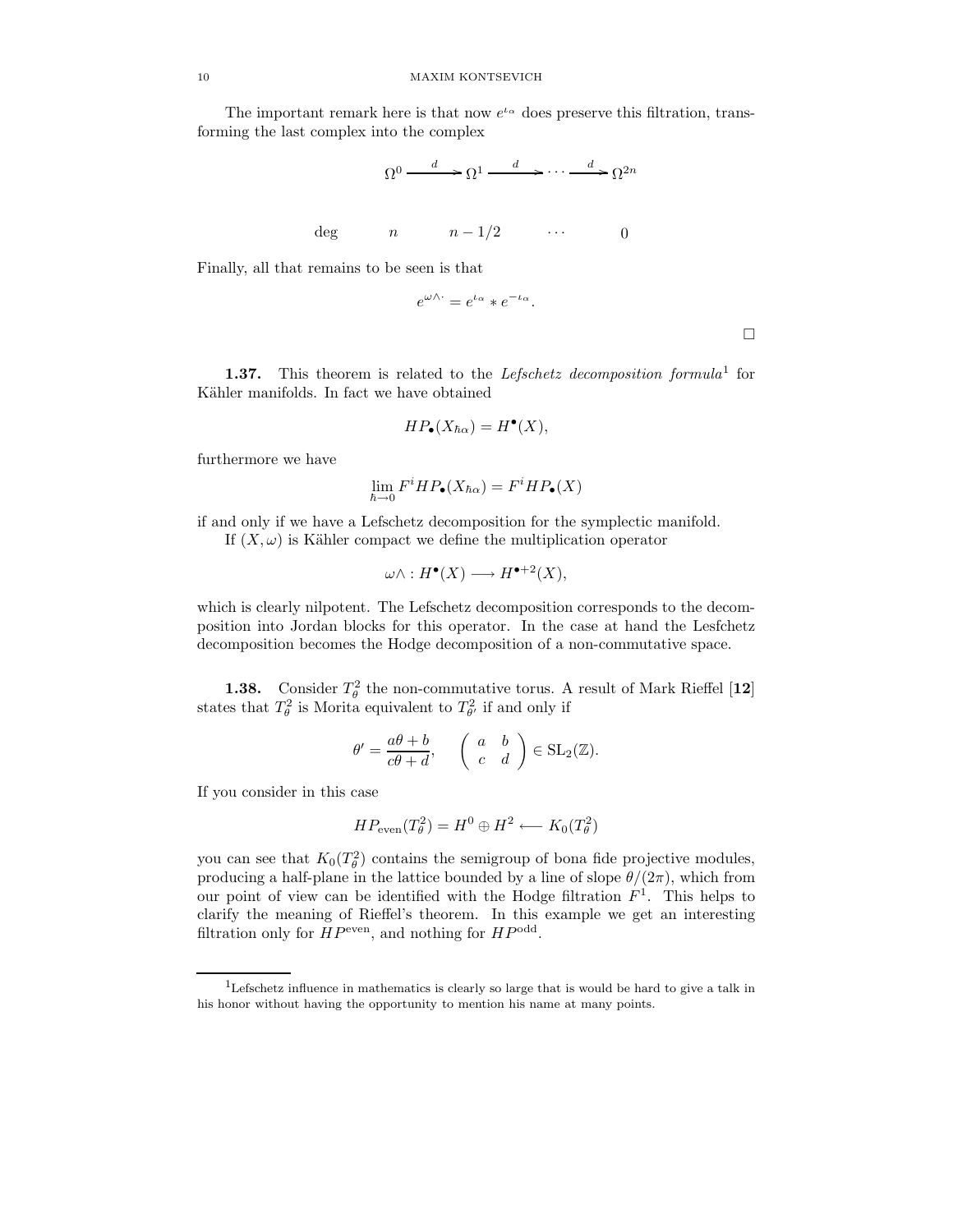The important remark here is that now $e^{\iota_\alpha}$ does preserve this filtration, transforming the last complex into the complex

$$
\begin{array}{lccccc}
 & \Omega^0 & \xrightarrow{\ d\ } \Omega^1 & \xrightarrow{\ d\ } \cdots & \xrightarrow{\ d\ } \Omega^{2n} \\
 & & & & \\
\deg & n & n-1/2 & \cdots & 0
\end{array}
$$

Finally, all that remains to be seen is that

$$e^{\omega\wedge\cdot} = e^{\iota_\alpha} * e^{-\iota_\alpha}.$$

□

**1.37.** This theorem is related to the *Lefschetz decomposition formula*[1] for Kähler manifolds. In fact we have obtained

$$HP_\bullet(X_{\hbar\alpha}) = H^\bullet(X),$$

furthermore we have

$$\lim_{\hbar\to 0} F^i HP_\bullet(X_{\hbar\alpha}) = F^i HP_\bullet(X)$$

if and only if we have a Lefschetz decomposition for the symplectic manifold.

If $(X,\omega)$ is Kähler compact we define the multiplication operator

$$\omega\wedge : H^\bullet(X) \longrightarrow H^{\bullet+2}(X),$$

which is clearly nilpotent. The Lefschetz decomposition corresponds to the decomposition into Jordan blocks for this operator. In the case at hand the Lesfchetz decomposition becomes the Hodge decomposition of a non-commutative space.

**1.38.** Consider $T^2_\theta$ the non-commutative torus. A result of Mark Rieffel [**12**] states that $T^2_\theta$ is Morita equivalent to $T^2_{\theta'}$ if and only if

$$\theta' = \frac{a\theta + b}{c\theta + d}, \qquad \begin{pmatrix} a & b \\ c & d \end{pmatrix} \in \mathrm{SL}_2(\mathbb{Z}).$$

If you consider in this case

$$HP_{\mathrm{even}}(T^2_\theta) = H^0 \oplus H^2 \longleftarrow K_0(T^2_\theta)$$

you can see that $K_0(T^2_\theta)$ contains the semigroup of bona fide projective modules, producing a half-plane in the lattice bounded by a line of slope $\theta/(2\pi)$, which from our point of view can be identified with the Hodge filtration $F^1$. This helps to clarify the meaning of Rieffel's theorem. In this example we get an interesting filtration only for $HP^{\mathrm{even}}$, and nothing for $HP^{\mathrm{odd}}$.

---

[1] Lefschetz influence in mathematics is clearly so large that is would be hard to give a talk in his honor without having the opportunity to mention his name at many points.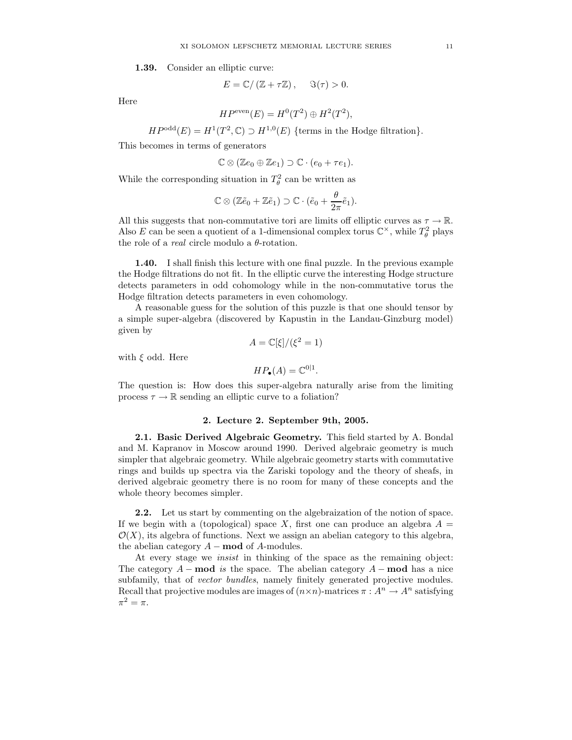**1.39.** Consider an elliptic curve:

$$E = \mathbb{C}/\left(\mathbb{Z} + \tau\mathbb{Z}\right), \quad \Im(\tau) > 0.$$

Here

$$HP^{\text{even}}(E) = H^0(T^2) \oplus H^2(T^2),$$

$$HP^{\text{odd}}(E) = H^1(T^2, \mathbb{C}) \supset H^{1,0}(E) \text{ \{terms in the Hodge filtration\}}.$$

This becomes in terms of generators

$$\mathbb{C} \otimes (\mathbb{Z}e_0 \oplus \mathbb{Z}e_1) \supset \mathbb{C} \cdot (e_0 + \tau e_1).$$

While the corresponding situation in $T^2_\theta$ can be written as

$$\mathbb{C} \otimes (\mathbb{Z}\tilde{e}_0 + \mathbb{Z}\tilde{e}_1) \supset \mathbb{C} \cdot (\tilde{e}_0 + \frac{\theta}{2\pi}\tilde{e}_1).$$

All this suggests that non-commutative tori are limits off elliptic curves as $\tau \to \mathbb{R}$. Also $E$ can be seen a quotient of a 1-dimensional complex torus $\mathbb{C}^\times$, while $T^2_\theta$ plays the role of a *real* circle modulo a $\theta$-rotation.

**1.40.** I shall finish this lecture with one final puzzle. In the previous example the Hodge filtrations do not fit. In the elliptic curve the interesting Hodge structure detects parameters in odd cohomology while in the non-commutative torus the Hodge filtration detects parameters in even cohomology.

A reasonable guess for the solution of this puzzle is that one should tensor by a simple super-algebra (discovered by Kapustin in the Landau-Ginzburg model) given by

$$A = \mathbb{C}[\xi]/(\xi^2 = 1)$$

with $\xi$ odd. Here

$$HP_\bullet(A) = \mathbb{C}^{0|1}.$$

The question is: How does this super-algebra naturally arise from the limiting process $\tau \to \mathbb{R}$ sending an elliptic curve to a foliation?

## 2. Lecture 2. September 9th, 2005.

**2.1. Basic Derived Algebraic Geometry.** This field started by A. Bondal and M. Kapranov in Moscow around 1990. Derived algebraic geometry is much simpler that algebraic geometry. While algebraic geometry starts with commutative rings and builds up spectra via the Zariski topology and the theory of sheafs, in derived algebraic geometry there is no room for many of these concepts and the whole theory becomes simpler.

**2.2.** Let us start by commenting on the algebraization of the notion of space. If we begin with a (topological) space $X$, first one can produce an algebra $A = \mathcal{O}(X)$, its algebra of functions. Next we assign an abelian category to this algebra, the abelian category $A-\mathbf{mod}$ of $A$-modules.

At every stage we *insist* in thinking of the space as the remaining object: The category $A-\mathbf{mod}$ *is* the space. The abelian category $A-\mathbf{mod}$ has a nice subfamily, that of *vector bundles*, namely finitely generated projective modules. Recall that projective modules are images of $(n\times n)$-matrices $\pi : A^n \to A^n$ satisfying $\pi^2 = \pi$.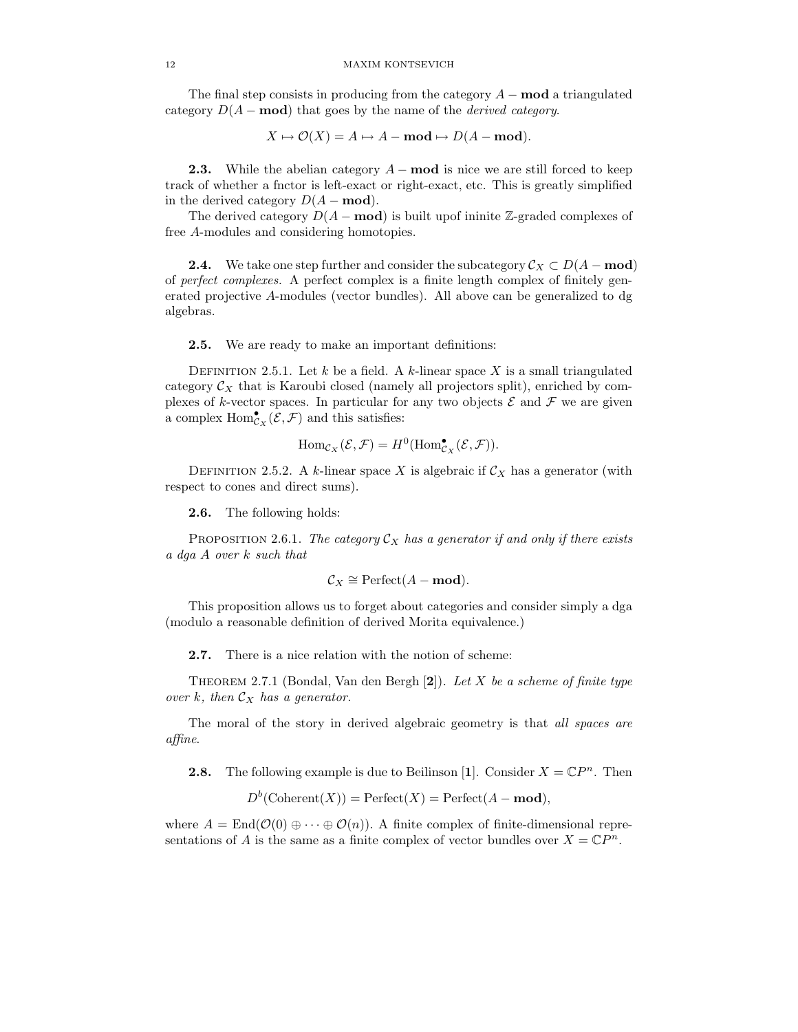The final step consists in producing from the category $A - \mathbf{mod}$ a triangulated category $D(A - \mathbf{mod})$ that goes by the name of the *derived category*.

$$X \mapsto \mathcal{O}(X) = A \mapsto A - \mathbf{mod} \mapsto D(A - \mathbf{mod}).$$

**2.3.** While the abelian category $A - \mathbf{mod}$ is nice we are still forced to keep track of whether a fnctor is left-exact or right-exact, etc. This is greatly simplified in the derived category $D(A - \mathbf{mod})$.

The derived category $D(A - \mathbf{mod})$ is built upof ininite $\mathbb{Z}$-graded complexes of free $A$-modules and considering homotopies.

**2.4.** We take one step further and consider the subcategory $\mathcal{C}_X \subset D(A - \mathbf{mod})$ of *perfect complexes*. A perfect complex is a finite length complex of finitely generated projective $A$-modules (vector bundles). All above can be generalized to dg algebras.

**2.5.** We are ready to make an important definitions:

Definition 2.5.1. Let $k$ be a field. A $k$-linear space $X$ is a small triangulated category $\mathcal{C}_X$ that is Karoubi closed (namely all projectors split), enriched by complexes of $k$-vector spaces. In particular for any two objects $\mathcal{E}$ and $\mathcal{F}$ we are given a complex $\mathrm{Hom}^{\bullet}_{\mathcal{C}_X}(\mathcal{E}, \mathcal{F})$ and this satisfies:

$$\mathrm{Hom}_{\mathcal{C}_X}(\mathcal{E}, \mathcal{F}) = H^0(\mathrm{Hom}^{\bullet}_{\mathcal{C}_X}(\mathcal{E}, \mathcal{F})).$$

Definition 2.5.2. A $k$-linear space $X$ is algebraic if $\mathcal{C}_X$ has a generator (with respect to cones and direct sums).

**2.6.** The following holds:

Proposition 2.6.1. *The category $\mathcal{C}_X$ has a generator if and only if there exists a dga $A$ over $k$ such that*

$$\mathcal{C}_X \cong \mathrm{Perfect}(A - \mathbf{mod}).$$

This proposition allows us to forget about categories and consider simply a dga (modulo a reasonable definition of derived Morita equivalence.)

**2.7.** There is a nice relation with the notion of scheme:

Theorem 2.7.1 (Bondal, Van den Bergh [**2**]). *Let $X$ be a scheme of finite type over $k$, then $\mathcal{C}_X$ has a generator.*

The moral of the story in derived algebraic geometry is that *all spaces are affine*.

**2.8.** The following example is due to Beilinson [**1**]. Consider $X = \mathbb{C}P^n$. Then

$$D^b(\mathrm{Coherent}(X)) = \mathrm{Perfect}(X) = \mathrm{Perfect}(A - \mathbf{mod}),$$

where $A = \mathrm{End}(\mathcal{O}(0) \oplus \cdots \oplus \mathcal{O}(n))$. A finite complex of finite-dimensional representations of $A$ is the same as a finite complex of vector bundles over $X = \mathbb{C}P^n$.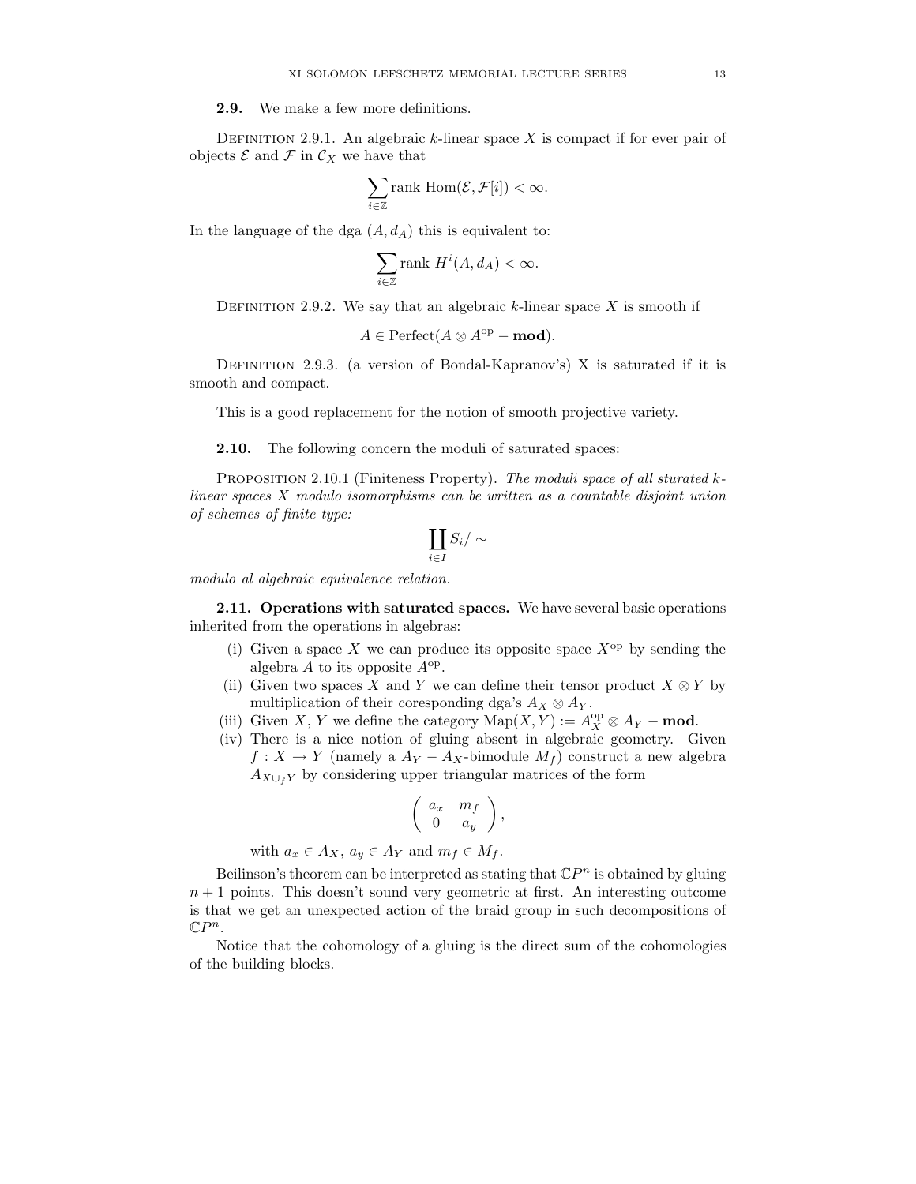**2.9.** We make a few more definitions.

Definition 2.9.1. An algebraic $k$-linear space $X$ is compact if for ever pair of objects $\mathcal{E}$ and $\mathcal{F}$ in $\mathcal{C}_X$ we have that

$$\sum_{i\in\mathbb{Z}} \text{rank Hom}(\mathcal{E}, \mathcal{F}[i]) < \infty.$$

In the language of the dga $(A, d_A)$ this is equivalent to:

$$\sum_{i\in\mathbb{Z}} \text{rank } H^i(A, d_A) < \infty.$$

Definition 2.9.2. We say that an algebraic $k$-linear space $X$ is smooth if

$$A \in \text{Perfect}(A \otimes A^{\text{op}} - \textbf{mod}).$$

Definition 2.9.3. (a version of Bondal-Kapranov's) X is saturated if it is smooth and compact.

This is a good replacement for the notion of smooth projective variety.

**2.10.** The following concern the moduli of saturated spaces:

Proposition 2.10.1 (Finiteness Property). *The moduli space of all sturated $k$-linear spaces $X$ modulo isomorphisms can be written as a countable disjoint union of schemes of finite type:*

$$\coprod_{i\in I} S_i/\sim$$

*modulo al algebraic equivalence relation.*

**2.11. Operations with saturated spaces.** We have several basic operations inherited from the operations in algebras:

(i) Given a space $X$ we can produce its opposite space $X^{\text{op}}$ by sending the algebra $A$ to its opposite $A^{\text{op}}$.
(ii) Given two spaces $X$ and $Y$ we can define their tensor product $X \otimes Y$ by multiplication of their coresponding dga's $A_X \otimes A_Y$.
(iii) Given $X$, $Y$ we define the category $\text{Map}(X, Y) := A_X^{\text{op}} \otimes A_Y - \textbf{mod}$.
(iv) There is a nice notion of gluing absent in algebraic geometry. Given $f : X \to Y$ (namely a $A_Y - A_X$-bimodule $M_f$) construct a new algebra $A_{X\cup_f Y}$ by considering upper triangular matrices of the form

$$\begin{pmatrix} a_x & m_f \\ 0 & a_y \end{pmatrix},$$

with $a_x \in A_X$, $a_y \in A_Y$ and $m_f \in M_f$.

Beilinson's theorem can be interpreted as stating that $\mathbb{C}P^n$ is obtained by gluing $n + 1$ points. This doesn't sound very geometric at first. An interesting outcome is that we get an unexpected action of the braid group in such decompositions of $\mathbb{C}P^n$.

Notice that the cohomology of a gluing is the direct sum of the cohomologies of the building blocks.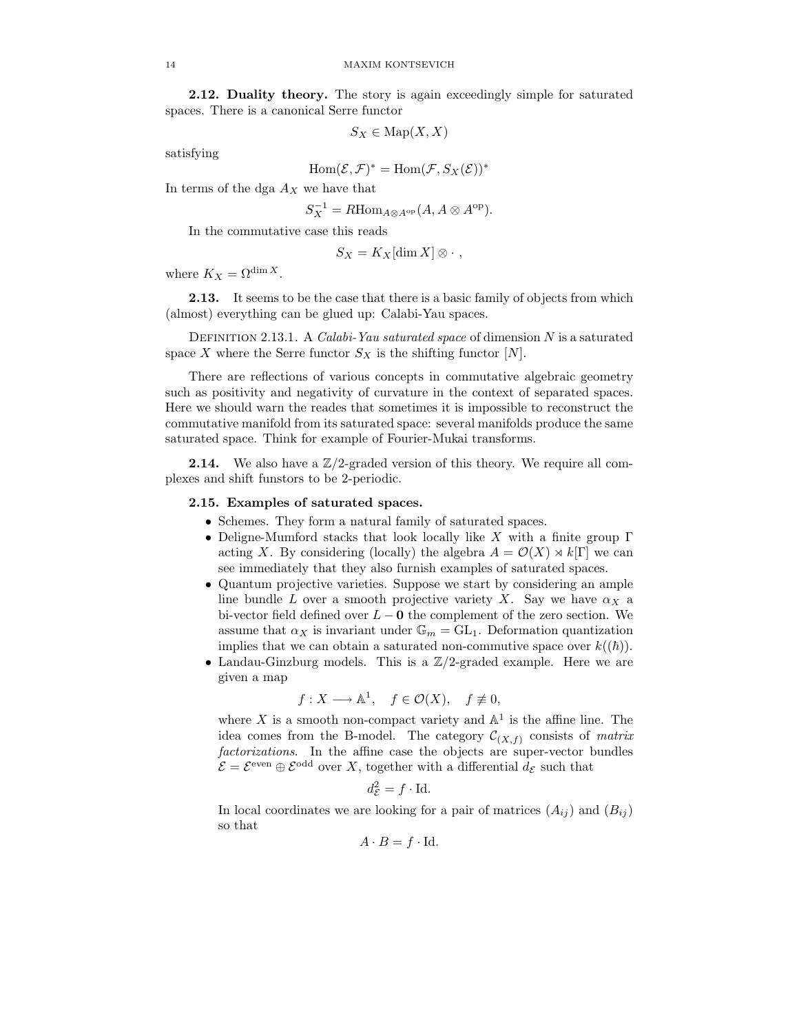**2.12. Duality theory.** The story is again exceedingly simple for saturated spaces. There is a canonical Serre functor

$$S_X \in \mathrm{Map}(X, X)$$

satisfying

$$\mathrm{Hom}(\mathcal{E}, \mathcal{F})^* = \mathrm{Hom}(\mathcal{F}, S_X(\mathcal{E}))^*$$

In terms of the dga $A_X$ we have that

$$S_X^{-1} = R\mathrm{Hom}_{A \otimes A^{\mathrm{op}}}(A, A \otimes A^{\mathrm{op}}).$$

In the commutative case this reads

$$S_X = K_X[\dim X] \otimes \cdot\ ,$$

where $K_X = \Omega^{\dim X}$.

**2.13.** It seems to be the case that there is a basic family of objects from which (almost) everything can be glued up: Calabi-Yau spaces.

Definition 2.13.1. A *Calabi-Yau saturated space* of dimension $N$ is a saturated space $X$ where the Serre functor $S_X$ is the shifting functor $[N]$.

There are reflections of various concepts in commutative algebraic geometry such as positivity and negativity of curvature in the context of separated spaces. Here we should warn the reades that sometimes it is impossible to reconstruct the commutative manifold from its saturated space: several manifolds produce the same saturated space. Think for example of Fourier-Mukai transforms.

**2.14.** We also have a $\mathbb{Z}/2$-graded version of this theory. We require all complexes and shift funstors to be 2-periodic.

**2.15. Examples of saturated spaces.**

- Schemes. They form a natural family of saturated spaces.
- Deligne-Mumford stacks that look locally like $X$ with a finite group $\Gamma$ acting $X$. By considering (locally) the algebra $A = \mathcal{O}(X) \rtimes k[\Gamma]$ we can see immediately that they also furnish examples of saturated spaces.
- Quantum projective varieties. Suppose we start by considering an ample line bundle $L$ over a smooth projective variety $X$. Say we have $\alpha_X$ a bi-vector field defined over $L - \mathbf{0}$ the complement of the zero section. We assume that $\alpha_X$ is invariant under $\mathbb{G}_m = \mathrm{GL}_1$. Deformation quantization implies that we can obtain a saturated non-commutive space over $k((\hbar))$.
- Landau-Ginzburg models. This is a $\mathbb{Z}/2$-graded example. Here we are given a map

$$f : X \longrightarrow \mathbb{A}^1, \quad f \in \mathcal{O}(X), \quad f \not\equiv 0,$$

where $X$ is a smooth non-compact variety and $\mathbb{A}^1$ is the affine line. The idea comes from the B-model. The category $\mathcal{C}_{(X,f)}$ consists of *matrix factorizations*. In the affine case the objects are super-vector bundles $\mathcal{E} = \mathcal{E}^{\mathrm{even}} \oplus \mathcal{E}^{\mathrm{odd}}$ over $X$, together with a differential $d_{\mathcal{E}}$ such that

$$d_{\mathcal{E}}^2 = f \cdot \mathrm{Id}.$$

In local coordinates we are looking for a pair of matrices $(A_{ij})$ and $(B_{ij})$ so that

$$A \cdot B = f \cdot \mathrm{Id}.$$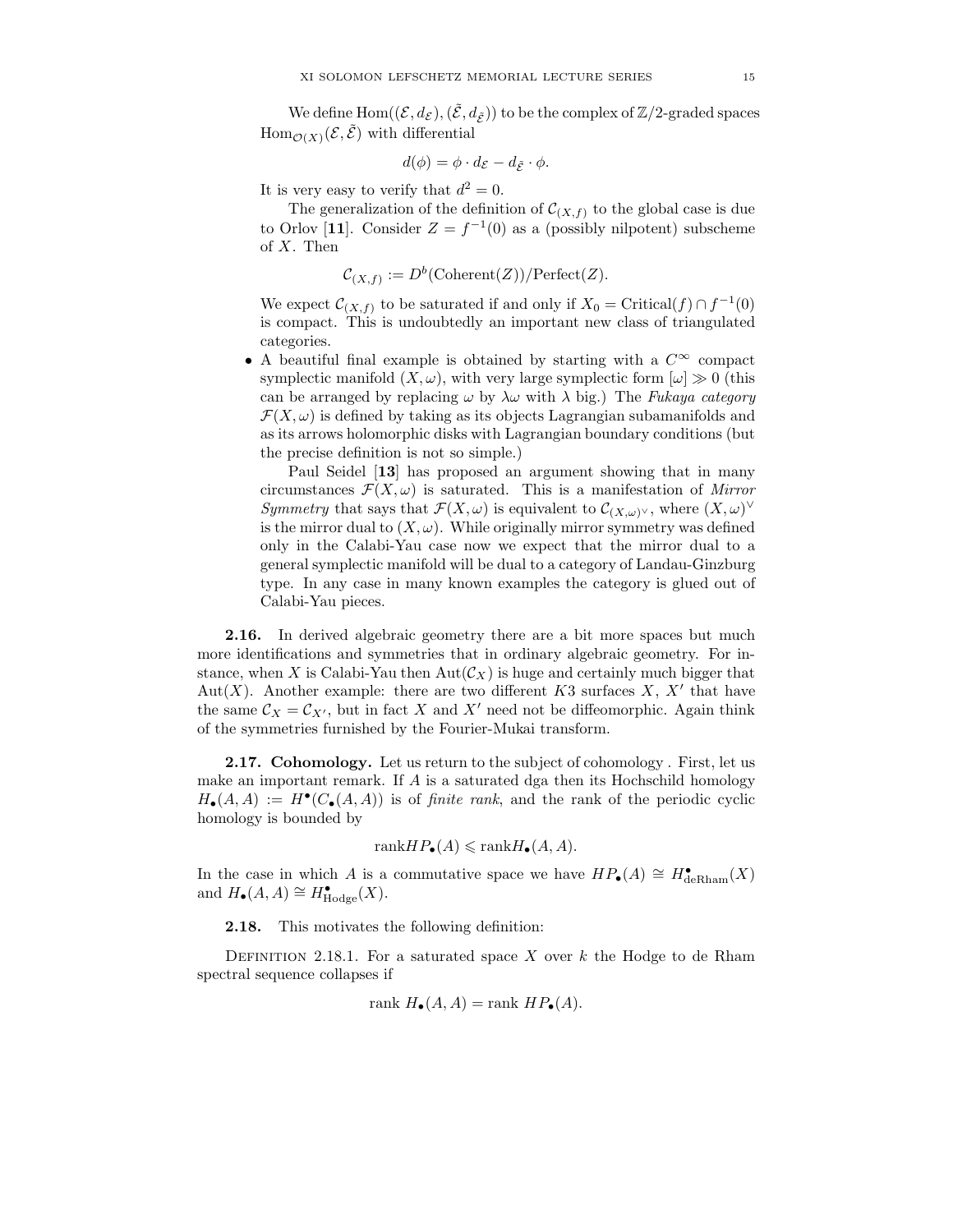We define $\mathrm{Hom}((\mathcal{E}, d_{\mathcal{E}}), (\tilde{\mathcal{E}}, d_{\tilde{\mathcal{E}}}))$ to be the complex of $\mathbb{Z}/2$-graded spaces $\mathrm{Hom}_{\mathcal{O}(X)}(\mathcal{E}, \tilde{\mathcal{E}})$ with differential

$$d(\phi) = \phi \cdot d_{\mathcal{E}} - d_{\tilde{\mathcal{E}}} \cdot \phi.$$

It is very easy to verify that $d^2 = 0$.

The generalization of the definition of $\mathcal{C}_{(X,f)}$ to the global case is due to Orlov [**11**]. Consider $Z = f^{-1}(0)$ as a (possibly nilpotent) subscheme of $X$. Then

$$\mathcal{C}_{(X,f)} := D^b(\mathrm{Coherent}(Z))/\mathrm{Perfect}(Z).$$

We expect $\mathcal{C}_{(X,f)}$ to be saturated if and only if $X_0 = \mathrm{Critical}(f) \cap f^{-1}(0)$ is compact. This is undoubtedly an important new class of triangulated categories.

- A beautiful final example is obtained by starting with a $C^\infty$ compact symplectic manifold $(X, \omega)$, with very large symplectic form $[\omega] \gg 0$ (this can be arranged by replacing $\omega$ by $\lambda\omega$ with $\lambda$ big.) The *Fukaya category* $\mathcal{F}(X, \omega)$ is defined by taking as its objects Lagrangian subamanifolds and as its arrows holomorphic disks with Lagrangian boundary conditions (but the precise definition is not so simple.)

  Paul Seidel [**13**] has proposed an argument showing that in many circumstances $\mathcal{F}(X, \omega)$ is saturated. This is a manifestation of *Mirror Symmetry* that says that $\mathcal{F}(X, \omega)$ is equivalent to $\mathcal{C}_{(X,\omega)^\vee}$, where $(X, \omega)^\vee$ is the mirror dual to $(X, \omega)$. While originally mirror symmetry was defined only in the Calabi-Yau case now we expect that the mirror dual to a general symplectic manifold will be dual to a category of Landau-Ginzburg type. In any case in many known examples the category is glued out of Calabi-Yau pieces.

**2.16.** In derived algebraic geometry there are a bit more spaces but much more identifications and symmetries that in ordinary algebraic geometry. For instance, when $X$ is Calabi-Yau then $\mathrm{Aut}(\mathcal{C}_X)$ is huge and certainly much bigger that $\mathrm{Aut}(X)$. Another example: there are two different $K3$ surfaces $X$, $X'$ that have the same $\mathcal{C}_X = \mathcal{C}_{X'}$, but in fact $X$ and $X'$ need not be diffeomorphic. Again think of the symmetries furnished by the Fourier-Mukai transform.

**2.17. Cohomology.** Let us return to the subject of cohomology . First, let us make an important remark. If $A$ is a saturated dga then its Hochschild homology $H_\bullet(A, A) := H^\bullet(C_\bullet(A, A))$ is of *finite rank*, and the rank of the periodic cyclic homology is bounded by

$$\mathrm{rank} HP_\bullet(A) \leqslant \mathrm{rank} H_\bullet(A, A).$$

In the case in which $A$ is a commutative space we have $HP_\bullet(A) \cong H^\bullet_{\mathrm{deRham}}(X)$ and $H_\bullet(A, A) \cong H^\bullet_{\mathrm{Hodge}}(X)$.

**2.18.** This motivates the following definition:

Definition 2.18.1. For a saturated space $X$ over $k$ the Hodge to de Rham spectral sequence collapses if

$$\mathrm{rank}\ H_\bullet(A, A) = \mathrm{rank}\ HP_\bullet(A).$$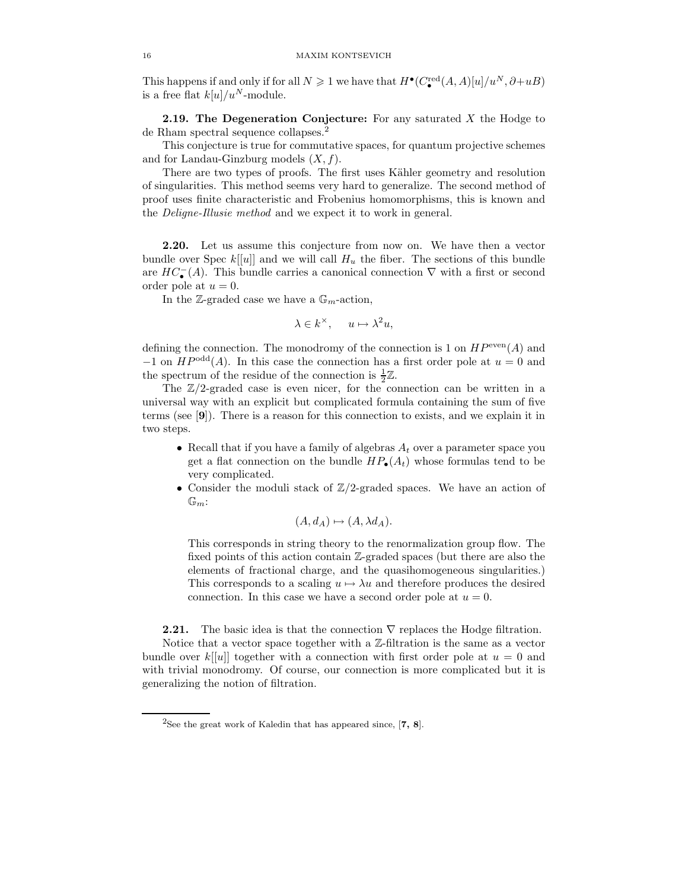This happens if and only if for all $N \geqslant 1$ we have that $H^\bullet(C_\bullet^{\mathrm{red}}(A,A)[u]/u^N, \partial + uB)$ is a free flat $k[u]/u^N$-module.

**2.19. The Degeneration Conjecture:** For any saturated $X$ the Hodge to de Rham spectral sequence collapses.[2]

This conjecture is true for commutative spaces, for quantum projective schemes and for Landau-Ginzburg models $(X, f)$.

There are two types of proofs. The first uses Kähler geometry and resolution of singularities. This method seems very hard to generalize. The second method of proof uses finite characteristic and Frobenius homomorphisms, this is known and the *Deligne-Illusie method* and we expect it to work in general.

**2.20.** Let us assume this conjecture from now on. We have then a vector bundle over Spec $k[[u]]$ and we will call $H_u$ the fiber. The sections of this bundle are $HC_\bullet^-(A)$. This bundle carries a canonical connection $\nabla$ with a first or second order pole at $u = 0$.

In the $\mathbb{Z}$-graded case we have a $\mathbb{G}_m$-action,

$$\lambda \in k^\times, \quad u \mapsto \lambda^2 u,$$

defining the connection. The monodromy of the connection is 1 on $HP^{\mathrm{even}}(A)$ and $-1$ on $HP^{\mathrm{odd}}(A)$. In this case the connection has a first order pole at $u = 0$ and the spectrum of the residue of the connection is $\frac{1}{2}\mathbb{Z}$.

The $\mathbb{Z}/2$-graded case is even nicer, for the connection can be written in a universal way with an explicit but complicated formula containing the sum of five terms (see [**9**]). There is a reason for this connection to exists, and we explain it in two steps.

- Recall that if you have a family of algebras $A_t$ over a parameter space you get a flat connection on the bundle $HP_\bullet(A_t)$ whose formulas tend to be very complicated.
- Consider the moduli stack of $\mathbb{Z}/2$-graded spaces. We have an action of $\mathbb{G}_m$:

  $$(A, d_A) \mapsto (A, \lambda d_A).$$

  This corresponds in string theory to the renormalization group flow. The fixed points of this action contain $\mathbb{Z}$-graded spaces (but there are also the elements of fractional charge, and the quasihomogeneous singularities.) This corresponds to a scaling $u \mapsto \lambda u$ and therefore produces the desired connection. In this case we have a second order pole at $u = 0$.

**2.21.** The basic idea is that the connection $\nabla$ replaces the Hodge filtration.

Notice that a vector space together with a $\mathbb{Z}$-filtration is the same as a vector bundle over $k[[u]]$ together with a connection with first order pole at $u = 0$ and with trivial monodromy. Of course, our connection is more complicated but it is generalizing the notion of filtration.

[2] See the great work of Kaledin that has appeared since, [**7, 8**].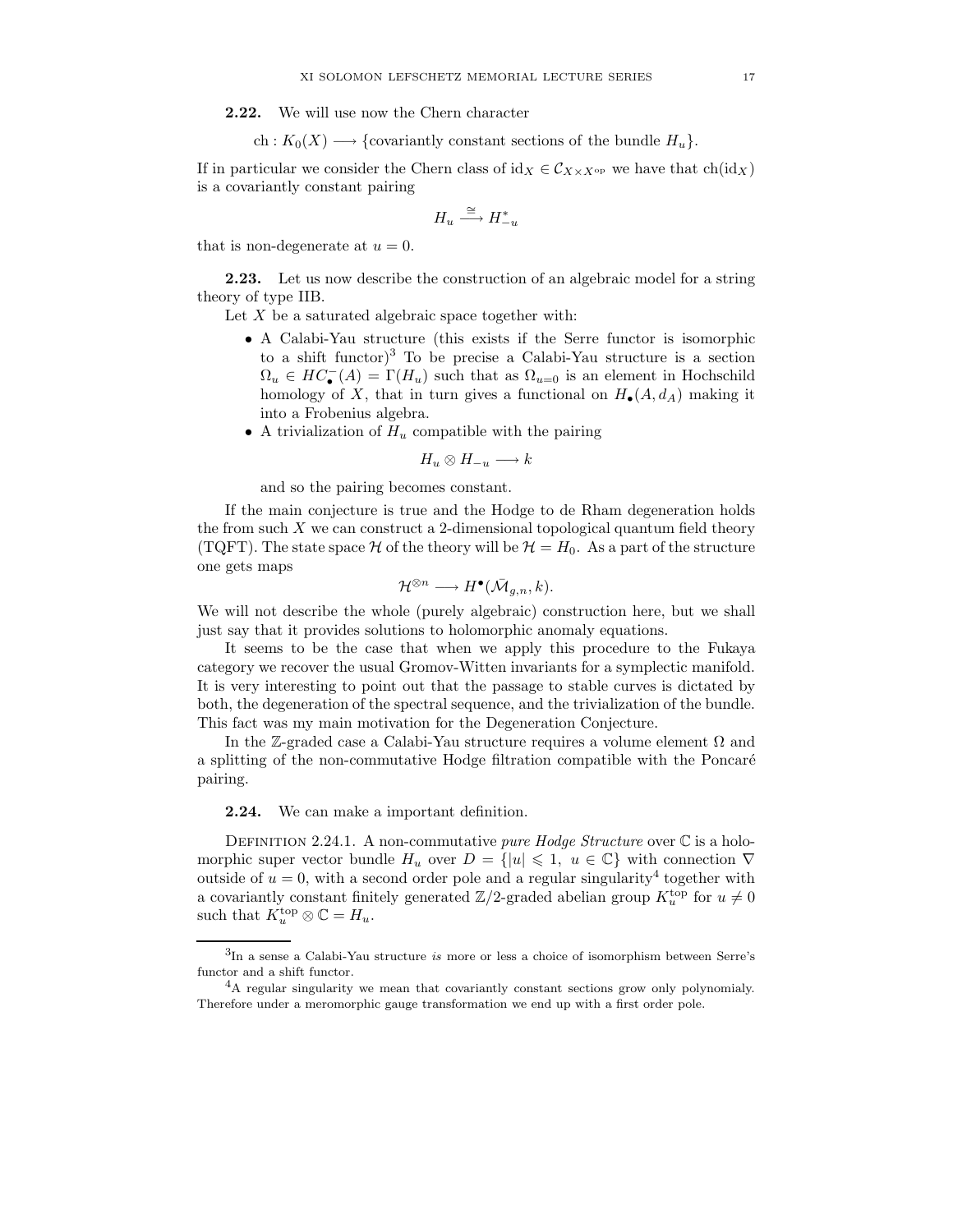**2.22.** We will use now the Chern character

$$\mathrm{ch} : K_0(X) \longrightarrow \{\text{covariantly constant sections of the bundle } H_u\}.$$

If in particular we consider the Chern class of $\mathrm{id}_X \in \mathcal{C}_{X\times X^{\mathrm{op}}}$ we have that $\mathrm{ch}(\mathrm{id}_X)$ is a covariantly constant pairing

$$H_u \xrightarrow{\cong} H^*_{-u}$$

that is non-degenerate at $u = 0$.

**2.23.** Let us now describe the construction of an algebraic model for a string theory of type IIB.

Let $X$ be a saturated algebraic space together with:

- A Calabi-Yau structure (this exists if the Serre functor is isomorphic to a shift functor)[3] To be precise a Calabi-Yau structure is a section $\Omega_u \in HC^-_\bullet(A) = \Gamma(H_u)$ such that as $\Omega_{u=0}$ is an element in Hochschild homology of $X$, that in turn gives a functional on $H_\bullet(A, d_A)$ making it into a Frobenius algebra.
- A trivialization of $H_u$ compatible with the pairing

  $$H_u \otimes H_{-u} \longrightarrow k$$

  and so the pairing becomes constant.

If the main conjecture is true and the Hodge to de Rham degeneration holds the from such $X$ we can construct a 2-dimensional topological quantum field theory (TQFT). The state space $\mathcal{H}$ of the theory will be $\mathcal{H} = H_0$. As a part of the structure one gets maps

$$\mathcal{H}^{\otimes n} \longrightarrow H^\bullet(\bar{\mathcal{M}}_{g,n}, k).$$

We will not describe the whole (purely algebraic) construction here, but we shall just say that it provides solutions to holomorphic anomaly equations.

It seems to be the case that when we apply this procedure to the Fukaya category we recover the usual Gromov-Witten invariants for a symplectic manifold. It is very interesting to point out that the passage to stable curves is dictated by both, the degeneration of the spectral sequence, and the trivialization of the bundle. This fact was my main motivation for the Degeneration Conjecture.

In the $\mathbb{Z}$-graded case a Calabi-Yau structure requires a volume element $\Omega$ and a splitting of the non-commutative Hodge filtration compatible with the Poncaré pairing.

**2.24.** We can make a important definition.

Definition 2.24.1. A non-commutative *pure Hodge Structure* over $\mathbb{C}$ is a holomorphic super vector bundle $H_u$ over $D = \{|u| \leqslant 1,\ u \in \mathbb{C}\}$ with connection $\nabla$ outside of $u = 0$, with a second order pole and a regular singularity[4] together with a covariantly constant finitely generated $\mathbb{Z}/2$-graded abelian group $K^{\mathrm{top}}_u$ for $u \neq 0$ such that $K^{\mathrm{top}}_u \otimes \mathbb{C} = H_u$.

---

[3] In a sense a Calabi-Yau structure *is* more or less a choice of isomorphism between Serre's functor and a shift functor.

[4] A regular singularity we mean that covariantly constant sections grow only polynomialy. Therefore under a meromorphic gauge transformation we end up with a first order pole.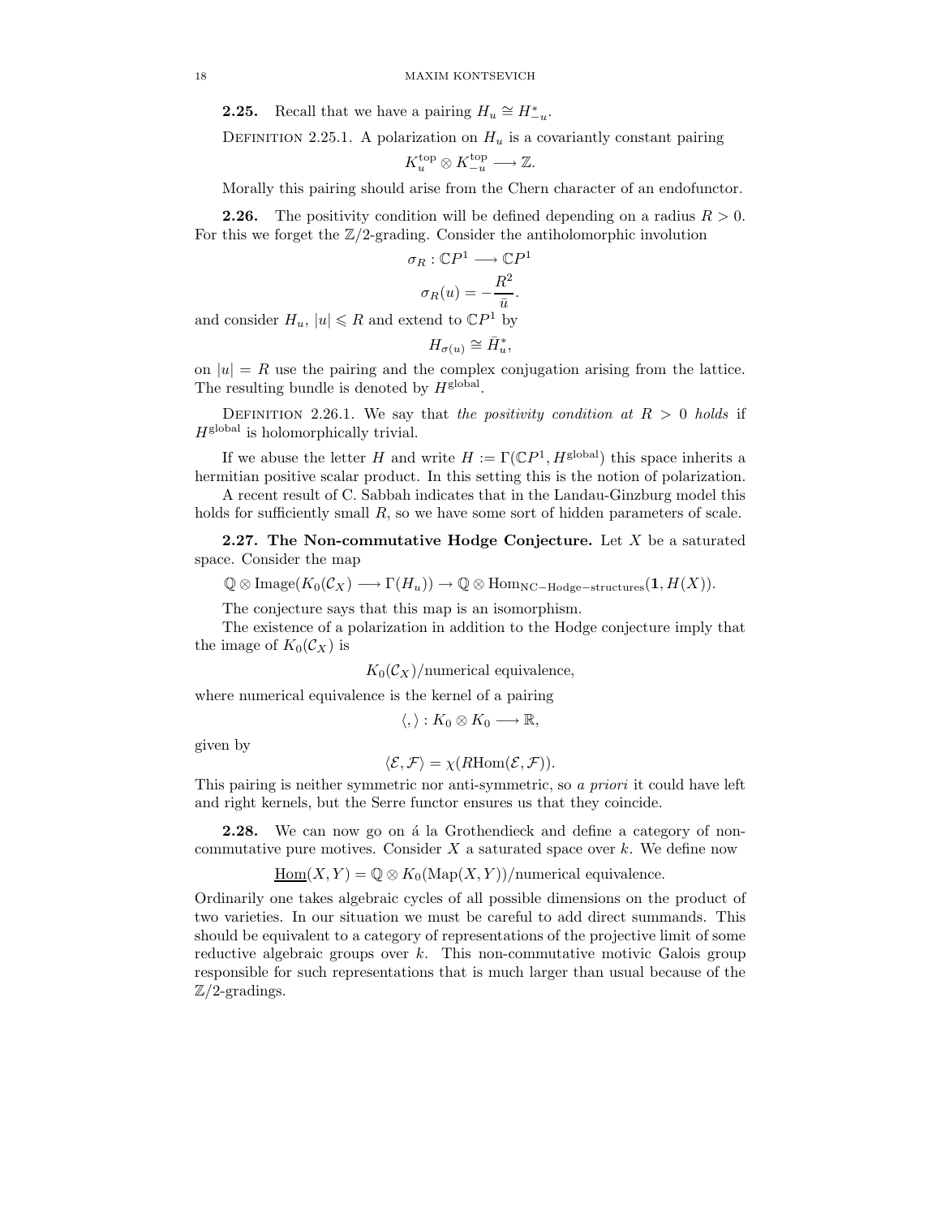**2.25.** Recall that we have a pairing $H_u \cong H^*_{-u}$.

DEFINITION 2.25.1. A polarization on $H_u$ is a covariantly constant pairing

$$K_u^{\mathrm{top}} \otimes K_{-u}^{\mathrm{top}} \longrightarrow \mathbb{Z}.$$

Morally this pairing should arise from the Chern character of an endofunctor.

**2.26.** The positivity condition will be defined depending on a radius $R > 0$. For this we forget the $\mathbb{Z}/2$-grading. Consider the antiholomorphic involution

$$\sigma_R : \mathbb{C}P^1 \longrightarrow \mathbb{C}P^1$$

$$\sigma_R(u) = -\frac{R^2}{\bar{u}}.$$

and consider $H_u$, $|u| \leqslant R$ and extend to $\mathbb{C}P^1$ by

$$H_{\sigma(u)} \cong \bar{H}_u^*,$$

on $|u| = R$ use the pairing and the complex conjugation arising from the lattice. The resulting bundle is denoted by $H^{\mathrm{global}}$.

DEFINITION 2.26.1. We say that *the positivity condition at $R > 0$ holds* if $H^{\mathrm{global}}$ is holomorphically trivial.

If we abuse the letter $H$ and write $H := \Gamma(\mathbb{C}P^1, H^{\mathrm{global}})$ this space inherits a hermitian positive scalar product. In this setting this is the notion of polarization.

A recent result of C. Sabbah indicates that in the Landau-Ginzburg model this holds for sufficiently small $R$, so we have some sort of hidden parameters of scale.

**2.27. The Non-commutative Hodge Conjecture.** Let $X$ be a saturated space. Consider the map

$$\mathbb{Q} \otimes \mathrm{Image}(K_0(\mathcal{C}_X) \longrightarrow \Gamma(H_u)) \to \mathbb{Q} \otimes \mathrm{Hom}_{\mathrm{NC-Hodge-structures}}(\mathbf{1}, H(X)).$$

The conjecture says that this map is an isomorphism.

The existence of a polarization in addition to the Hodge conjecture imply that the image of $K_0(\mathcal{C}_X)$ is

$$K_0(\mathcal{C}_X)/\text{numerical equivalence},$$

where numerical equivalence is the kernel of a pairing

$$\langle , \rangle : K_0 \otimes K_0 \longrightarrow \mathbb{R},$$

given by

$$\langle \mathcal{E}, \mathcal{F} \rangle = \chi(R\mathrm{Hom}(\mathcal{E}, \mathcal{F})).$$

This pairing is neither symmetric nor anti-symmetric, so *a priori* it could have left and right kernels, but the Serre functor ensures us that they coincide.

**2.28.** We can now go on á la Grothendieck and define a category of non-commutative pure motives. Consider $X$ a saturated space over $k$. We define now

$$\underline{\mathrm{Hom}}(X, Y) = \mathbb{Q} \otimes K_0(\mathrm{Map}(X, Y))/\text{numerical equivalence}.$$

Ordinarily one takes algebraic cycles of all possible dimensions on the product of two varieties. In our situation we must be careful to add direct summands. This should be equivalent to a category of representations of the projective limit of some reductive algebraic groups over $k$. This non-commutative motivic Galois group responsible for such representations that is much larger than usual because of the $\mathbb{Z}/2$-gradings.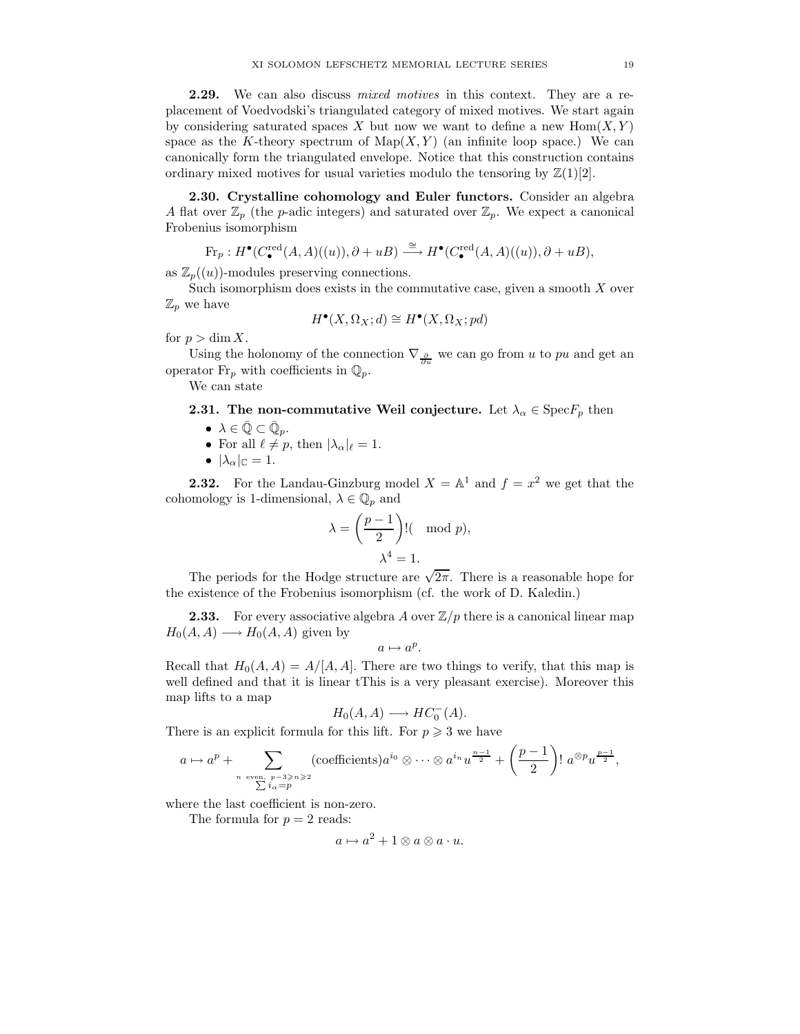**2.29.** We can also discuss *mixed motives* in this context. They are a replacement of Voedvodski's triangulated category of mixed motives. We start again by considering saturated spaces $X$ but now we want to define a new $\mathrm{Hom}(X,Y)$ space as the $K$-theory spectrum of $\mathrm{Map}(X,Y)$ (an infinite loop space.) We can canonically form the triangulated envelope. Notice that this construction contains ordinary mixed motives for usual varieties modulo the tensoring by $\mathbb{Z}(1)[2]$.

**2.30. Crystalline cohomology and Euler functors.** Consider an algebra $A$ flat over $\mathbb{Z}_p$ (the $p$-adic integers) and saturated over $\mathbb{Z}_p$. We expect a canonical Frobenius isomorphism

$$\mathrm{Fr}_p : H^\bullet(C_\bullet^{\mathrm{red}}(A,A)((u)), \partial + uB) \xrightarrow{\cong} H^\bullet(C_\bullet^{\mathrm{red}}(A,A)((u)), \partial + uB),$$

as $\mathbb{Z}_p((u))$-modules preserving connections.

Such isomorphism does exists in the commutative case, given a smooth $X$ over $\mathbb{Z}_p$ we have

$$H^\bullet(X, \Omega_X; d) \cong H^\bullet(X, \Omega_X; pd)$$

for $p > \dim X$.

Using the holonomy of the connection $\nabla_{\frac{\partial}{\partial u}}$ we can go from $u$ to $pu$ and get an operator $\mathrm{Fr}_p$ with coefficients in $\mathbb{Q}_p$.

We can state

**2.31. The non-commutative Weil conjecture.** Let $\lambda_\alpha \in \mathrm{Spec} F_p$ then

- $\lambda \in \bar{\mathbb{Q}} \subset \bar{\mathbb{Q}}_p$.
- For all $\ell \neq p$, then $|\lambda_\alpha|_\ell = 1$.
- $|\lambda_\alpha|_{\mathbb{C}} = 1$.

**2.32.** For the Landau-Ginzburg model $X = \mathbb{A}^1$ and $f = x^2$ we get that the cohomology is 1-dimensional, $\lambda \in \mathbb{Q}_p$ and

$$\lambda = \left(\frac{p-1}{2}\right)! (\mod p),$$

$$\lambda^4 = 1.$$

The periods for the Hodge structure are $\sqrt{2\pi}$. There is a reasonable hope for the existence of the Frobenius isomorphism (cf. the work of D. Kaledin.)

**2.33.** For every associative algebra $A$ over $\mathbb{Z}/p$ there is a canonical linear map $H_0(A,A) \longrightarrow H_0(A,A)$ given by

$$a \mapsto a^p.$$

Recall that $H_0(A,A) = A/[A,A]$. There are two things to verify, that this map is well defined and that it is linear tThis is a very pleasant exercise). Moreover this map lifts to a map

$$H_0(A,A) \longrightarrow HC_0^-(A).$$

There is an explicit formula for this lift. For $p \geqslant 3$ we have

$$a \mapsto a^p + \sum_{\substack{n \text{ even, } p-3 \geqslant n \geqslant 2 \\ \sum i_\alpha = p}} (\text{coefficients}) a^{i_0} \otimes \cdots \otimes a^{i_n} u^{\frac{n-1}{2}} + \left(\frac{p-1}{2}\right)!\, a^{\otimes p} u^{\frac{p-1}{2}},$$

where the last coefficient is non-zero.

The formula for $p = 2$ reads:

$$a \mapsto a^2 + 1 \otimes a \otimes a \cdot u.$$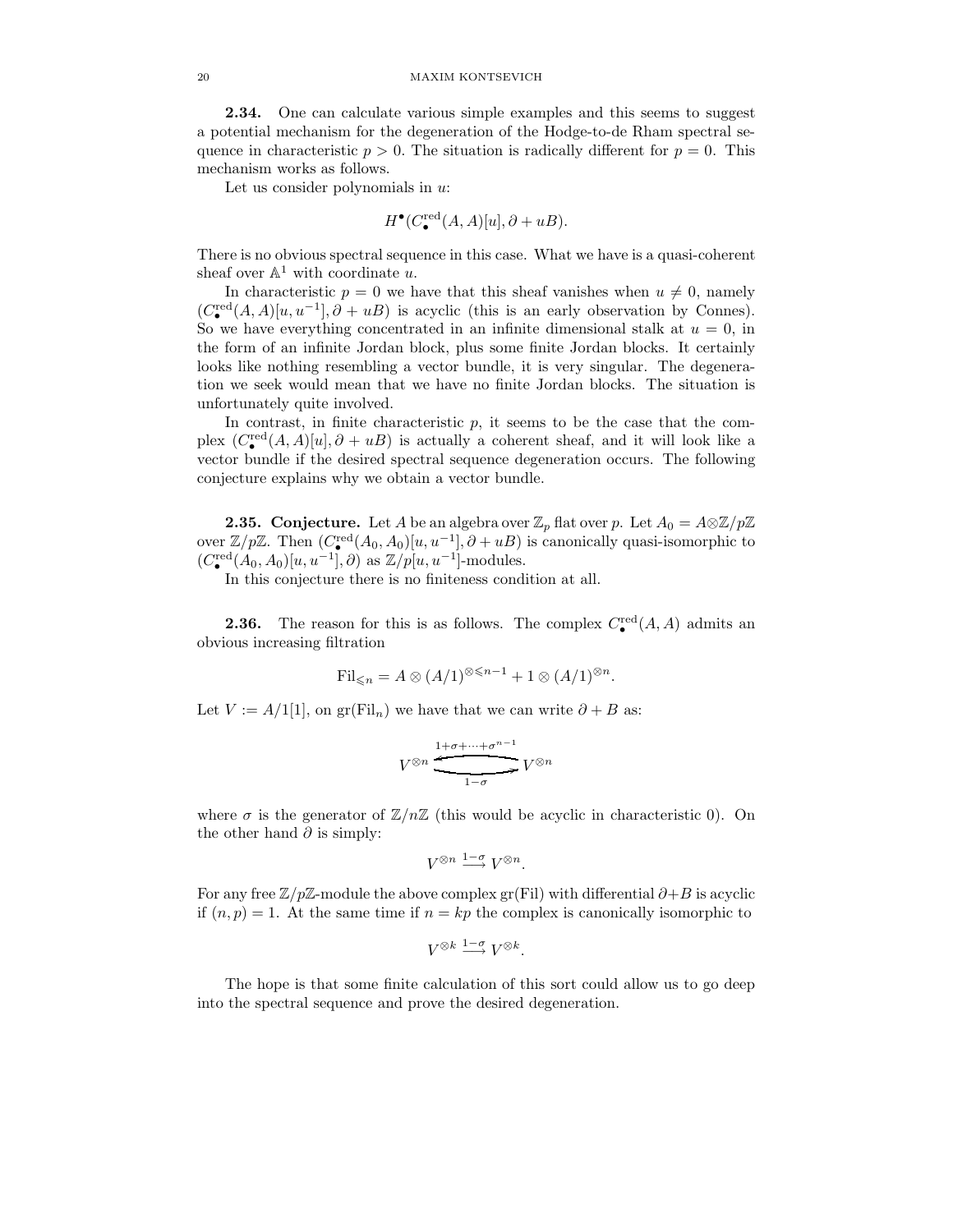**2.34.** One can calculate various simple examples and this seems to suggest a potential mechanism for the degeneration of the Hodge-to-de Rham spectral sequence in characteristic $p > 0$. The situation is radically different for $p = 0$. This mechanism works as follows.

Let us consider polynomials in $u$:

$$H^\bullet(C^{\mathrm{red}}_\bullet(A, A)[u], \partial + uB).$$

There is no obvious spectral sequence in this case. What we have is a quasi-coherent sheaf over $\mathbb{A}^1$ with coordinate $u$.

In characteristic $p = 0$ we have that this sheaf vanishes when $u \neq 0$, namely $(C^{\mathrm{red}}_\bullet(A, A)[u, u^{-1}], \partial + uB)$ is acyclic (this is an early observation by Connes). So we have everything concentrated in an infinite dimensional stalk at $u = 0$, in the form of an infinite Jordan block, plus some finite Jordan blocks. It certainly looks like nothing resembling a vector bundle, it is very singular. The degeneration we seek would mean that we have no finite Jordan blocks. The situation is unfortunately quite involved.

In contrast, in finite characteristic $p$, it seems to be the case that the complex $(C^{\mathrm{red}}_\bullet(A, A)[u], \partial + uB)$ is actually a coherent sheaf, and it will look like a vector bundle if the desired spectral sequence degeneration occurs. The following conjecture explains why we obtain a vector bundle.

**2.35. Conjecture.** Let $A$ be an algebra over $\mathbb{Z}_p$ flat over $p$. Let $A_0 = A \otimes \mathbb{Z}/p\mathbb{Z}$ over $\mathbb{Z}/p\mathbb{Z}$. Then $(C^{\mathrm{red}}_\bullet(A_0, A_0)[u, u^{-1}], \partial + uB)$ is canonically quasi-isomorphic to $(C^{\mathrm{red}}_\bullet(A_0, A_0)[u, u^{-1}], \partial)$ as $\mathbb{Z}/p[u, u^{-1}]$-modules.

In this conjecture there is no finiteness condition at all.

**2.36.** The reason for this is as follows. The complex $C^{\mathrm{red}}_\bullet(A, A)$ admits an obvious increasing filtration

$$\mathrm{Fil}_{\leqslant n} = A \otimes (A/1)^{\otimes \leqslant n-1} + 1 \otimes (A/1)^{\otimes n}.$$

Let $V := A/1[1]$, on $\mathrm{gr}(\mathrm{Fil}_n)$ we have that we can write $\partial + B$ as:

$$V^{\otimes n} \underset{1-\sigma}{\overset{1+\sigma+\cdots+\sigma^{n-1}}{\rightleftarrows}} V^{\otimes n}$$

where $\sigma$ is the generator of $\mathbb{Z}/n\mathbb{Z}$ (this would be acyclic in characteristic 0). On the other hand $\partial$ is simply:

$$V^{\otimes n} \xrightarrow{1-\sigma} V^{\otimes n}.$$

For any free $\mathbb{Z}/p\mathbb{Z}$-module the above complex $\mathrm{gr}(\mathrm{Fil})$ with differential $\partial + B$ is acyclic if $(n, p) = 1$. At the same time if $n = kp$ the complex is canonically isomorphic to

$$V^{\otimes k} \xrightarrow{1-\sigma} V^{\otimes k}.$$

The hope is that some finite calculation of this sort could allow us to go deep into the spectral sequence and prove the desired degeneration.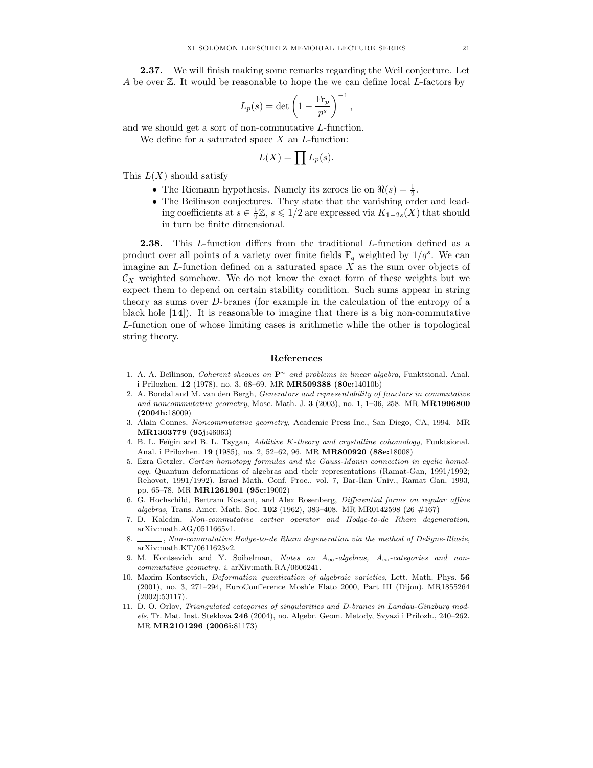**2.37.** We will finish making some remarks regarding the Weil conjecture. Let $A$ be over $\mathbb{Z}$. It would be reasonable to hope the we can define local $L$-factors by

$$L_p(s) = \det\left(1 - \frac{\mathrm{Fr}_p}{p^s}\right)^{-1},$$

and we should get a sort of non-commutative $L$-function.

We define for a saturated space $X$ an $L$-function:

$$L(X) = \prod L_p(s).$$

This $L(X)$ should satisfy

- The Riemann hypothesis. Namely its zeroes lie on $\Re(s) = \frac{1}{2}$.
- The Beilinson conjectures. They state that the vanishing order and leading coefficients at $s \in \frac{1}{2}\mathbb{Z}$, $s \leqslant 1/2$ are expressed via $K_{1-2s}(X)$ that should in turn be finite dimensional.

**2.38.** This $L$-function differs from the traditional $L$-function defined as a product over all points of a variety over finite fields $\mathbb{F}_q$ weighted by $1/q^s$. We can imagine an $L$-function defined on a saturated space $X$ as the sum over objects of $\mathcal{C}_X$ weighted somehow. We do not know the exact form of these weights but we expect them to depend on certain stability condition. Such sums appear in string theory as sums over $D$-branes (for example in the calculation of the entropy of a black hole [**14**]). It is reasonable to imagine that there is a big non-commutative $L$-function one of whose limiting cases is arithmetic while the other is topological string theory.

## References

1. A. A. Beĭlinson, *Coherent sheaves on $\mathbf{P}^n$ and problems in linear algebra*, Funktsional. Anal. i Prilozhen. **12** (1978), no. 3, 68–69. MR **MR509388 (80c:**14010b)
2. A. Bondal and M. van den Bergh, *Generators and representability of functors in commutative and noncommutative geometry*, Mosc. Math. J. **3** (2003), no. 1, 1–36, 258. MR **MR1996800 (2004h:**18009)
3. Alain Connes, *Noncommutative geometry*, Academic Press Inc., San Diego, CA, 1994. MR **MR1303779 (95j:**46063)
4. B. L. Feĭgin and B. L. Tsygan, *Additive K-theory and crystalline cohomology*, Funktsional. Anal. i Prilozhen. **19** (1985), no. 2, 52–62, 96. MR **MR800920 (88e:**18008)
5. Ezra Getzler, *Cartan homotopy formulas and the Gauss-Manin connection in cyclic homology*, Quantum deformations of algebras and their representations (Ramat-Gan, 1991/1992; Rehovot, 1991/1992), Israel Math. Conf. Proc., vol. 7, Bar-Ilan Univ., Ramat Gan, 1993, pp. 65–78. MR **MR1261901 (95c:**19002)
6. G. Hochschild, Bertram Kostant, and Alex Rosenberg, *Differential forms on regular affine algebras*, Trans. Amer. Math. Soc. **102** (1962), 383–408. MR MR0142598 (26 #167)
7. D. Kaledin, *Non-commutative cartier operator and Hodge-to-de Rham degeneration*, arXiv:math.AG/0511665v1.
8. ———, *Non-commutative Hodge-to-de Rham degeneration via the method of Deligne-Illusie*, arXiv:math.KT/0611623v2.
9. M. Kontsevich and Y. Soibelman, *Notes on $A_\infty$-algebras, $A_\infty$-categories and non-commutative geometry. i*, arXiv:math.RA/0606241.
10. Maxim Kontsevich, *Deformation quantization of algebraic varieties*, Lett. Math. Phys. **56** (2001), no. 3, 271–294, EuroConf'erence Mosh'e Flato 2000, Part III (Dijon). MR1855264 (2002j:53117).
11. D. O. Orlov, *Triangulated categories of singularities and D-branes in Landau-Ginzburg models*, Tr. Mat. Inst. Steklova **246** (2004), no. Algebr. Geom. Metody, Svyazi i Prilozh., 240–262. MR **MR2101296 (2006i:**81173)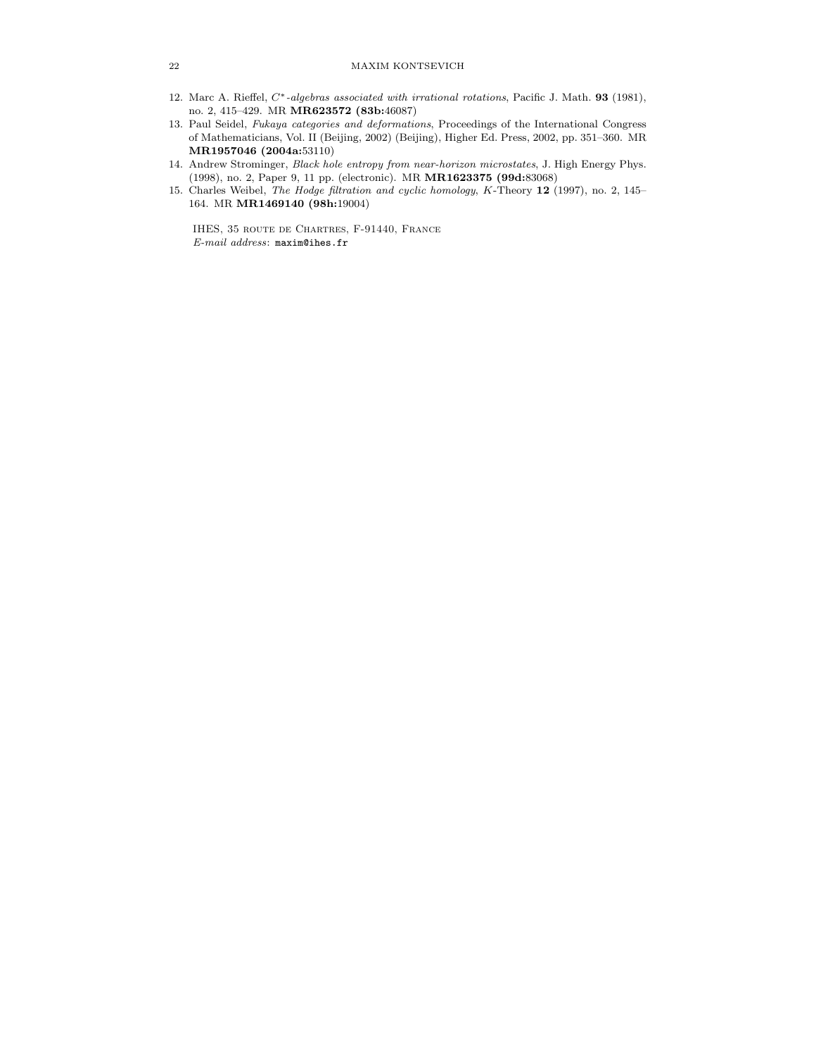12. Marc A. Rieffel, *$C^*$-algebras associated with irrational rotations*, Pacific J. Math. **93** (1981), no. 2, 415–429. MR **MR623572 (83b:**46087)
13. Paul Seidel, *Fukaya categories and deformations*, Proceedings of the International Congress of Mathematicians, Vol. II (Beijing, 2002) (Beijing), Higher Ed. Press, 2002, pp. 351–360. MR **MR1957046 (2004a:**53110)
14. Andrew Strominger, *Black hole entropy from near-horizon microstates*, J. High Energy Phys. (1998), no. 2, Paper 9, 11 pp. (electronic). MR **MR1623375 (99d:**83068)
15. Charles Weibel, *The Hodge filtration and cyclic homology*, $K$-Theory **12** (1997), no. 2, 145–164. MR **MR1469140 (98h:**19004)

IHES, 35 route de Chartres, F-91440, France
*E-mail address*: `maxim@ihes.fr`